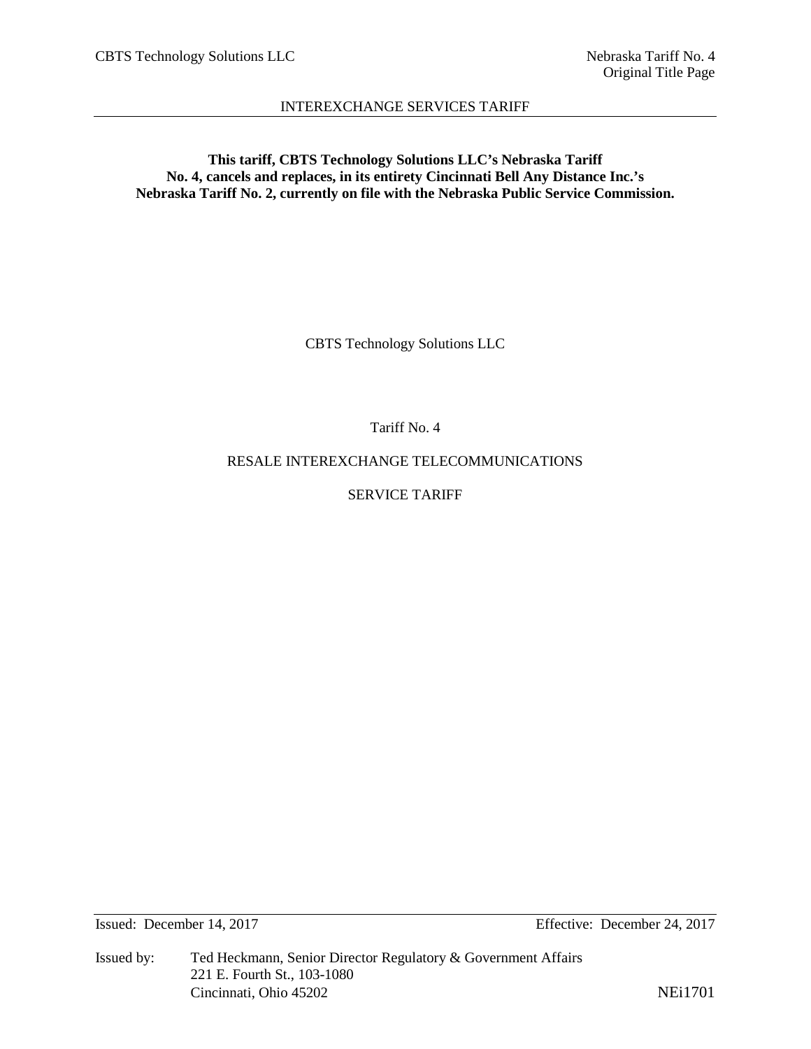INTEREXCHANGE SERVICES TARIFF

**This tariff, CBTS Technology Solutions LLC's Nebraska Tariff No. 4, cancels and replaces, in its entirety Cincinnati Bell Any Distance Inc.'s Nebraska Tariff No. 2, currently on file with the Nebraska Public Service Commission.**

CBTS Technology Solutions LLC

Tariff No. 4

RESALE INTEREXCHANGE TELECOMMUNICATIONS

SERVICE TARIFF

Issued: December 14, 2017 Effective: December 24, 2017

Issued by: Ted Heckmann, Senior Director Regulatory & Government Affairs
221 E. Fourth St., 103-1080
Cincinnati, Ohio 45202

NEi1701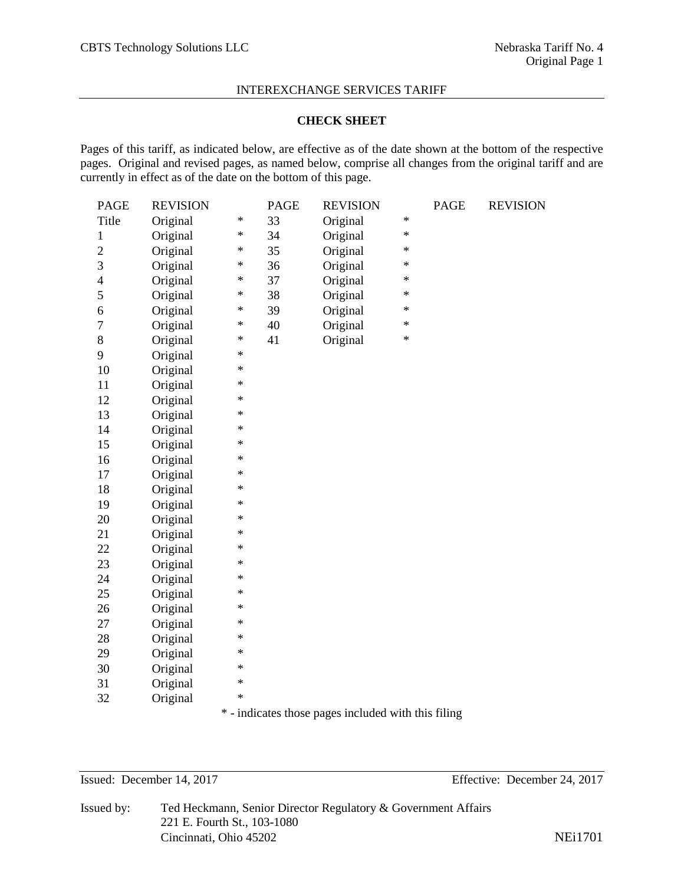INTEREXCHANGE SERVICES TARIFF

**CHECK SHEET**

Pages of this tariff, as indicated below, are effective as of the date shown at the bottom of the respective pages. Original and revised pages, as named below, comprise all changes from the original tariff and are currently in effect as of the date on the bottom of this page.

| PAGE | REVISION | | PAGE | REVISION | | PAGE | REVISION |
|---|---|---|---|---|---|---|---|
| Title | Original | * | 33 | Original | * | | |
| 1 | Original | * | 34 | Original | * | | |
| 2 | Original | * | 35 | Original | * | | |
| 3 | Original | * | 36 | Original | * | | |
| 4 | Original | * | 37 | Original | * | | |
| 5 | Original | * | 38 | Original | * | | |
| 6 | Original | * | 39 | Original | * | | |
| 7 | Original | * | 40 | Original | * | | |
| 8 | Original | * | 41 | Original | * | | |
| 9 | Original | * | | | | | |
| 10 | Original | * | | | | | |
| 11 | Original | * | | | | | |
| 12 | Original | * | | | | | |
| 13 | Original | * | | | | | |
| 14 | Original | * | | | | | |
| 15 | Original | * | | | | | |
| 16 | Original | * | | | | | |
| 17 | Original | * | | | | | |
| 18 | Original | * | | | | | |
| 19 | Original | * | | | | | |
| 20 | Original | * | | | | | |
| 21 | Original | * | | | | | |
| 22 | Original | * | | | | | |
| 23 | Original | * | | | | | |
| 24 | Original | * | | | | | |
| 25 | Original | * | | | | | |
| 26 | Original | * | | | | | |
| 27 | Original | * | | | | | |
| 28 | Original | * | | | | | |
| 29 | Original | * | | | | | |
| 30 | Original | * | | | | | |
| 31 | Original | * | | | | | |
| 32 | Original | * | | | | | |

* - indicates those pages included with this filing

Issued: December 14, 2017 Effective: December 24, 2017

Issued by: Ted Heckmann, Senior Director Regulatory & Government Affairs
221 E. Fourth St., 103-1080
Cincinnati, Ohio 45202

NEi1701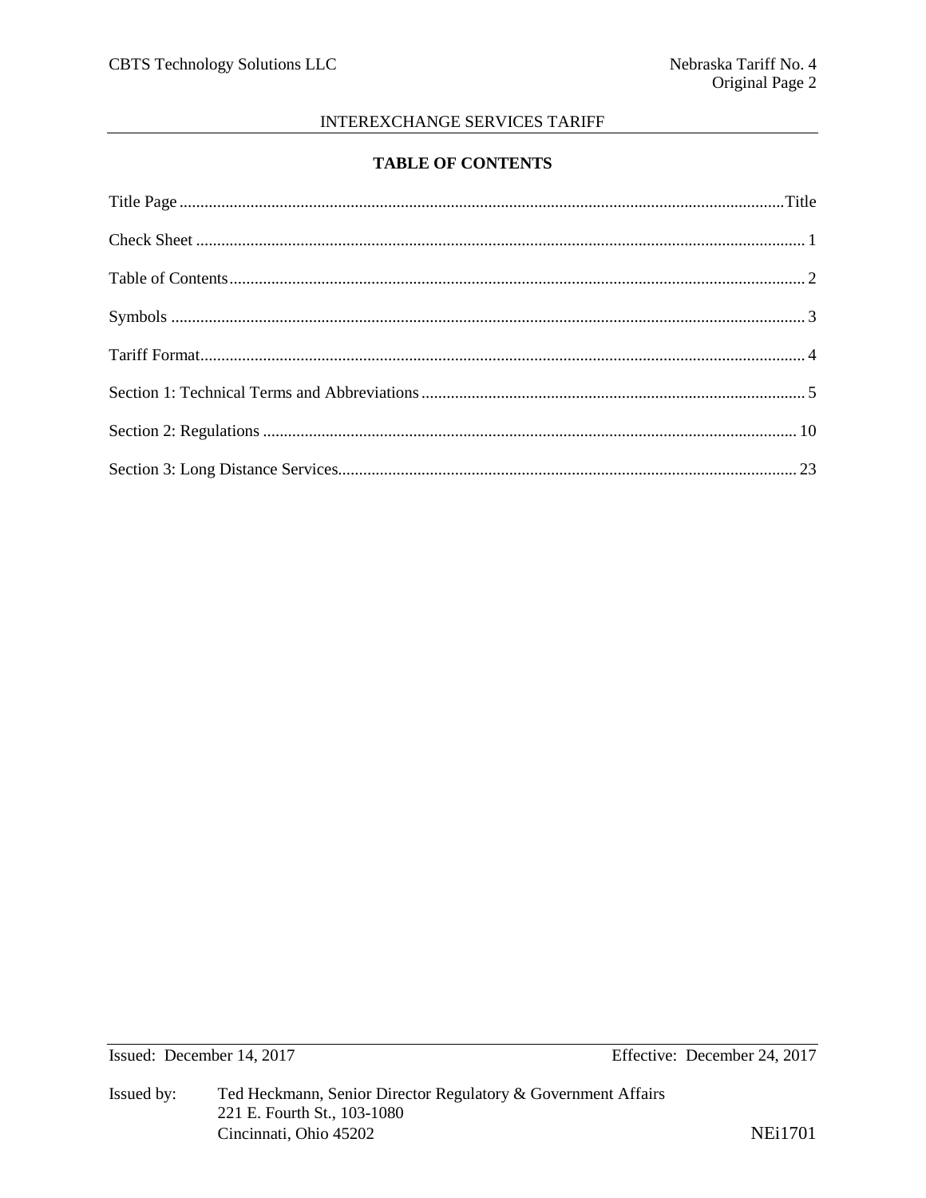## TABLE OF CONTENTS

| Section | Page |
|---|---|
| Title Page | Title |
| Check Sheet | 1 |
| Table of Contents | 2 |
| Symbols | 3 |
| Tariff Format | 4 |
| Section 1: Technical Terms and Abbreviations | 5 |
| Section 2: Regulations | 10 |
| Section 3: Long Distance Services | 23 |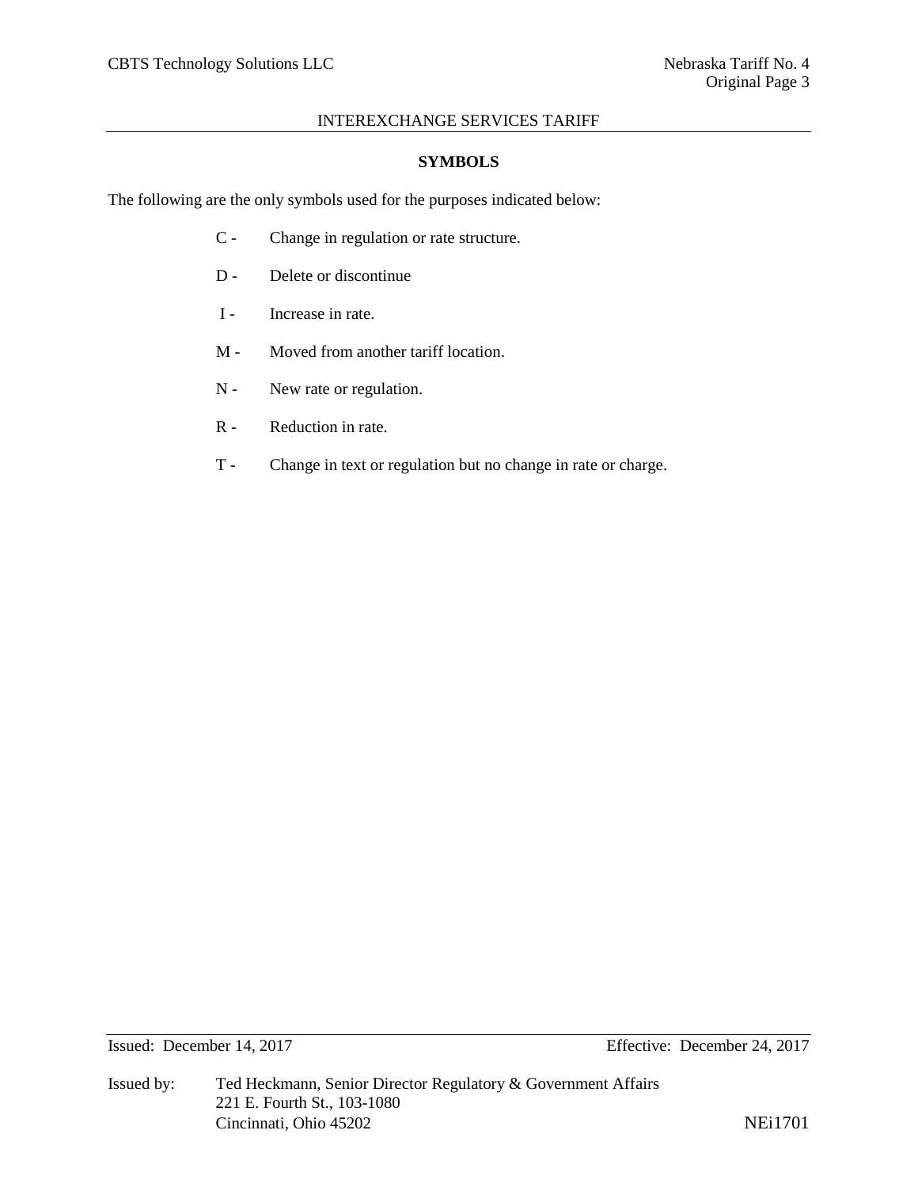## SYMBOLS

The following are the only symbols used for the purposes indicated below:

- C - Change in regulation or rate structure.
- D - Delete or discontinue
- I - Increase in rate.
- M - Moved from another tariff location.
- N - New rate or regulation.
- R - Reduction in rate.
- T - Change in text or regulation but no change in rate or charge.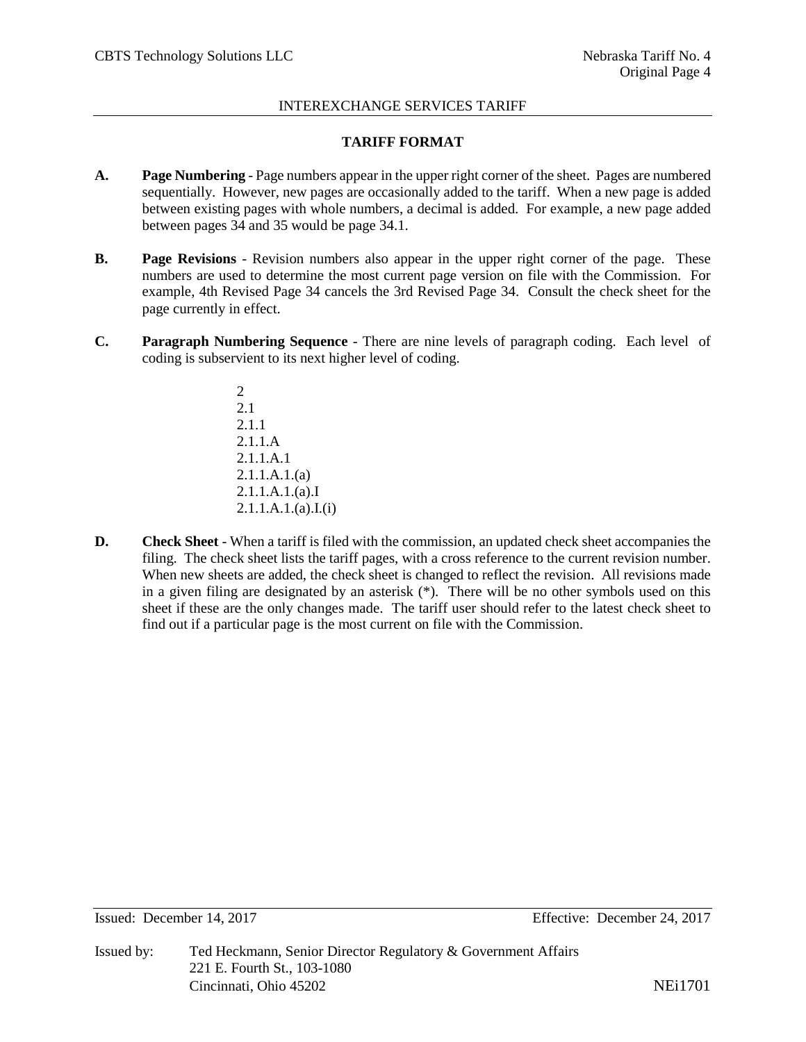## TARIFF FORMAT

**A.** **Page Numbering** - Page numbers appear in the upper right corner of the sheet. Pages are numbered sequentially. However, new pages are occasionally added to the tariff. When a new page is added between existing pages with whole numbers, a decimal is added. For example, a new page added between pages 34 and 35 would be page 34.1.

**B.** **Page Revisions** - Revision numbers also appear in the upper right corner of the page. These numbers are used to determine the most current page version on file with the Commission. For example, 4th Revised Page 34 cancels the 3rd Revised Page 34. Consult the check sheet for the page currently in effect.

**C.** **Paragraph Numbering Sequence** - There are nine levels of paragraph coding. Each level of coding is subservient to its next higher level of coding.

> 2
> 2.1
> 2.1.1
> 2.1.1.A
> 2.1.1.A.1
> 2.1.1.A.1.(a)
> 2.1.1.A.1.(a).I
> 2.1.1.A.1.(a).I.(i)

**D.** **Check Sheet** - When a tariff is filed with the commission, an updated check sheet accompanies the filing. The check sheet lists the tariff pages, with a cross reference to the current revision number. When new sheets are added, the check sheet is changed to reflect the revision. All revisions made in a given filing are designated by an asterisk (*). There will be no other symbols used on this sheet if these are the only changes made. The tariff user should refer to the latest check sheet to find out if a particular page is the most current on file with the Commission.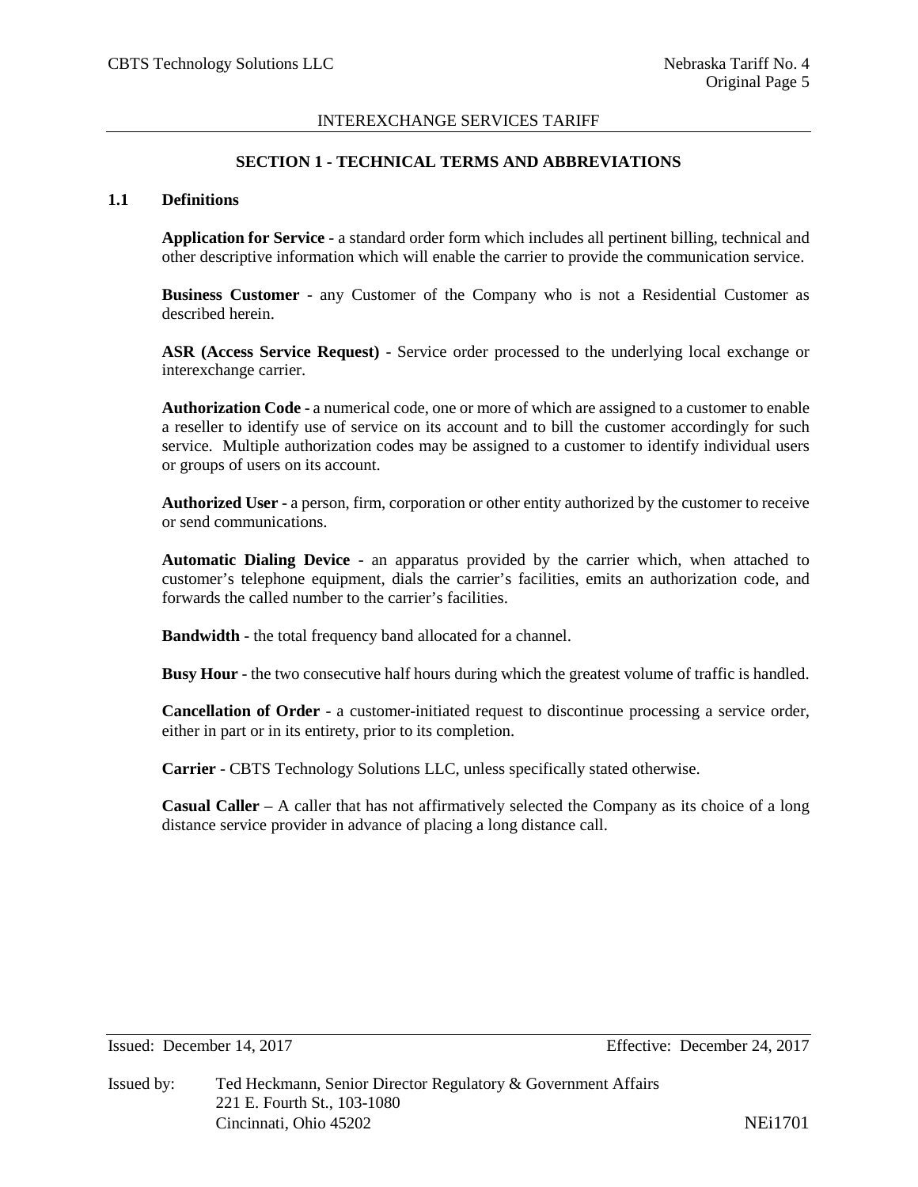INTEREXCHANGE SERVICES TARIFF

## SECTION 1 - TECHNICAL TERMS AND ABBREVIATIONS

### 1.1 Definitions

**Application for Service** - a standard order form which includes all pertinent billing, technical and other descriptive information which will enable the carrier to provide the communication service.

**Business Customer** - any Customer of the Company who is not a Residential Customer as described herein.

**ASR (Access Service Request)** - Service order processed to the underlying local exchange or interexchange carrier.

**Authorization Code** - a numerical code, one or more of which are assigned to a customer to enable a reseller to identify use of service on its account and to bill the customer accordingly for such service. Multiple authorization codes may be assigned to a customer to identify individual users or groups of users on its account.

**Authorized User** - a person, firm, corporation or other entity authorized by the customer to receive or send communications.

**Automatic Dialing Device** - an apparatus provided by the carrier which, when attached to customer's telephone equipment, dials the carrier's facilities, emits an authorization code, and forwards the called number to the carrier's facilities.

**Bandwidth** - the total frequency band allocated for a channel.

**Busy Hour** - the two consecutive half hours during which the greatest volume of traffic is handled.

**Cancellation of Order** - a customer-initiated request to discontinue processing a service order, either in part or in its entirety, prior to its completion.

**Carrier** - CBTS Technology Solutions LLC, unless specifically stated otherwise.

**Casual Caller** – A caller that has not affirmatively selected the Company as its choice of a long distance service provider in advance of placing a long distance call.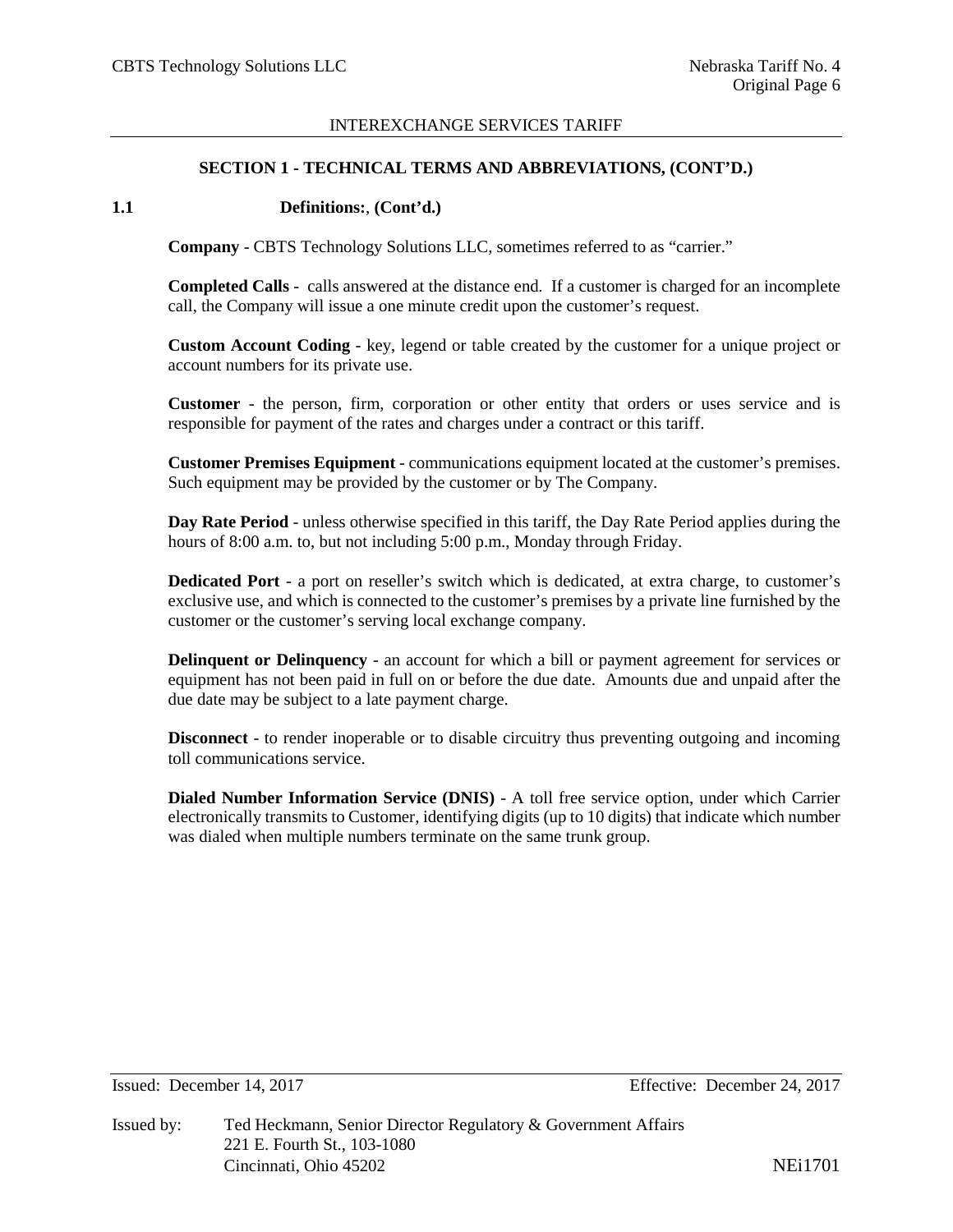INTEREXCHANGE SERVICES TARIFF

## SECTION 1 - TECHNICAL TERMS AND ABBREVIATIONS, (CONT'D.)

### 1.1 Definitions:, (Cont'd.)

**Company** - CBTS Technology Solutions LLC, sometimes referred to as "carrier."

**Completed Calls** - calls answered at the distance end. If a customer is charged for an incomplete call, the Company will issue a one minute credit upon the customer's request.

**Custom Account Coding** - key, legend or table created by the customer for a unique project or account numbers for its private use.

**Customer** - the person, firm, corporation or other entity that orders or uses service and is responsible for payment of the rates and charges under a contract or this tariff.

**Customer Premises Equipment** - communications equipment located at the customer's premises. Such equipment may be provided by the customer or by The Company.

**Day Rate Period** - unless otherwise specified in this tariff, the Day Rate Period applies during the hours of 8:00 a.m. to, but not including 5:00 p.m., Monday through Friday.

**Dedicated Port** - a port on reseller's switch which is dedicated, at extra charge, to customer's exclusive use, and which is connected to the customer's premises by a private line furnished by the customer or the customer's serving local exchange company.

**Delinquent or Delinquency** - an account for which a bill or payment agreement for services or equipment has not been paid in full on or before the due date. Amounts due and unpaid after the due date may be subject to a late payment charge.

**Disconnect** - to render inoperable or to disable circuitry thus preventing outgoing and incoming toll communications service.

**Dialed Number Information Service (DNIS)** - A toll free service option, under which Carrier electronically transmits to Customer, identifying digits (up to 10 digits) that indicate which number was dialed when multiple numbers terminate on the same trunk group.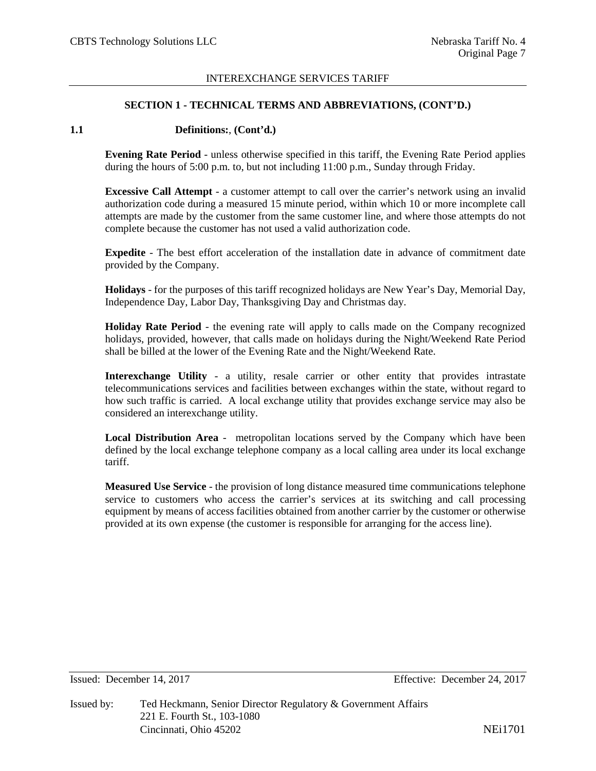INTEREXCHANGE SERVICES TARIFF

## SECTION 1 - TECHNICAL TERMS AND ABBREVIATIONS, (CONT'D.)

### 1.1 Definitions:, (Cont'd.)

**Evening Rate Period** - unless otherwise specified in this tariff, the Evening Rate Period applies during the hours of 5:00 p.m. to, but not including 11:00 p.m., Sunday through Friday.

**Excessive Call Attempt** - a customer attempt to call over the carrier's network using an invalid authorization code during a measured 15 minute period, within which 10 or more incomplete call attempts are made by the customer from the same customer line, and where those attempts do not complete because the customer has not used a valid authorization code.

**Expedite** - The best effort acceleration of the installation date in advance of commitment date provided by the Company.

**Holidays** - for the purposes of this tariff recognized holidays are New Year's Day, Memorial Day, Independence Day, Labor Day, Thanksgiving Day and Christmas day.

**Holiday Rate Period** - the evening rate will apply to calls made on the Company recognized holidays, provided, however, that calls made on holidays during the Night/Weekend Rate Period shall be billed at the lower of the Evening Rate and the Night/Weekend Rate.

**Interexchange Utility** - a utility, resale carrier or other entity that provides intrastate telecommunications services and facilities between exchanges within the state, without regard to how such traffic is carried. A local exchange utility that provides exchange service may also be considered an interexchange utility.

**Local Distribution Area** - metropolitan locations served by the Company which have been defined by the local exchange telephone company as a local calling area under its local exchange tariff.

**Measured Use Service** - the provision of long distance measured time communications telephone service to customers who access the carrier's services at its switching and call processing equipment by means of access facilities obtained from another carrier by the customer or otherwise provided at its own expense (the customer is responsible for arranging for the access line).

Issued: December 14, 2017 Effective: December 24, 2017

Issued by: Ted Heckmann, Senior Director Regulatory & Government Affairs
221 E. Fourth St., 103-1080
Cincinnati, Ohio 45202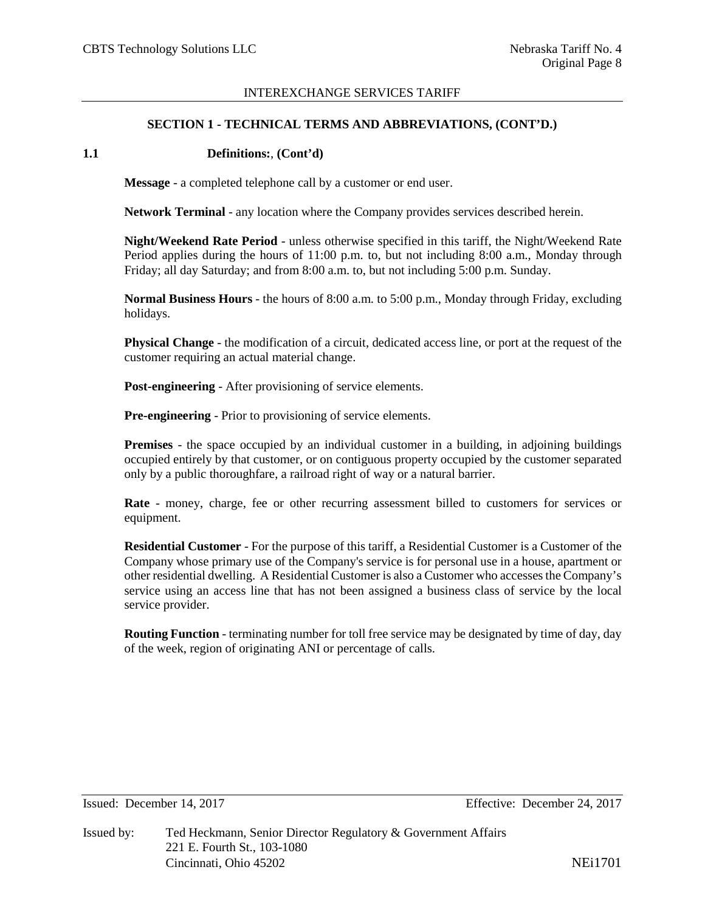## SECTION 1 - TECHNICAL TERMS AND ABBREVIATIONS, (CONT'D.)

### 1.1 Definitions:, (Cont'd)

**Message** - a completed telephone call by a customer or end user.

**Network Terminal** - any location where the Company provides services described herein.

**Night/Weekend Rate Period** - unless otherwise specified in this tariff, the Night/Weekend Rate Period applies during the hours of 11:00 p.m. to, but not including 8:00 a.m., Monday through Friday; all day Saturday; and from 8:00 a.m. to, but not including 5:00 p.m. Sunday.

**Normal Business Hours** - the hours of 8:00 a.m. to 5:00 p.m., Monday through Friday, excluding holidays.

**Physical Change** - the modification of a circuit, dedicated access line, or port at the request of the customer requiring an actual material change.

**Post-engineering** - After provisioning of service elements.

**Pre-engineering** - Prior to provisioning of service elements.

**Premises** - the space occupied by an individual customer in a building, in adjoining buildings occupied entirely by that customer, or on contiguous property occupied by the customer separated only by a public thoroughfare, a railroad right of way or a natural barrier.

**Rate** - money, charge, fee or other recurring assessment billed to customers for services or equipment.

**Residential Customer** - For the purpose of this tariff, a Residential Customer is a Customer of the Company whose primary use of the Company's service is for personal use in a house, apartment or other residential dwelling. A Residential Customer is also a Customer who accesses the Company's service using an access line that has not been assigned a business class of service by the local service provider.

**Routing Function** - terminating number for toll free service may be designated by time of day, day of the week, region of originating ANI or percentage of calls.

Issued: December 14, 2017 Effective: December 24, 2017

Issued by: Ted Heckmann, Senior Director Regulatory & Government Affairs
221 E. Fourth St., 103-1080
Cincinnati, Ohio 45202

NEi1701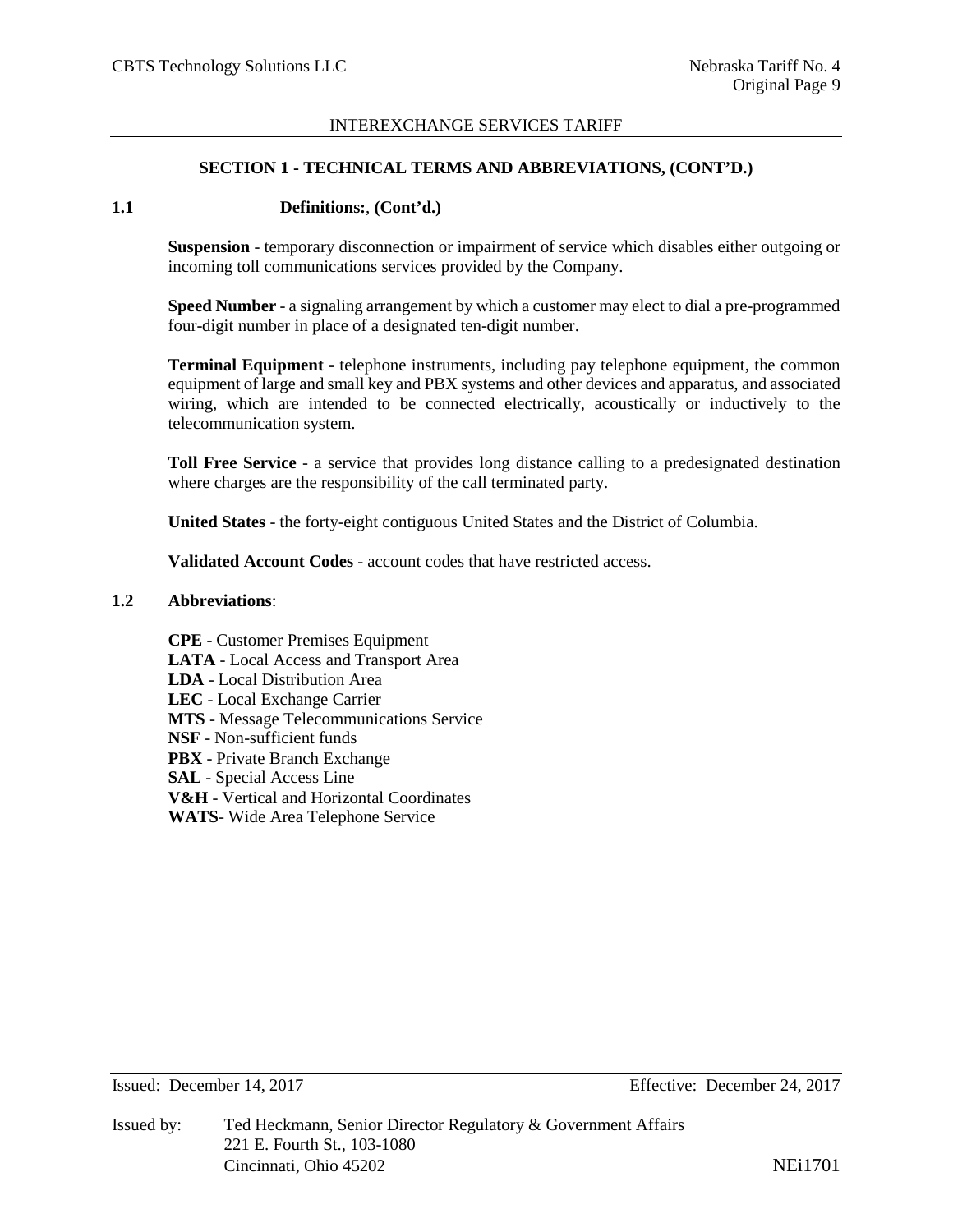## SECTION 1 - TECHNICAL TERMS AND ABBREVIATIONS, (CONT'D.)

### 1.1 Definitions:, (Cont'd.)

**Suspension** - temporary disconnection or impairment of service which disables either outgoing or incoming toll communications services provided by the Company.

**Speed Number** - a signaling arrangement by which a customer may elect to dial a pre-programmed four-digit number in place of a designated ten-digit number.

**Terminal Equipment** - telephone instruments, including pay telephone equipment, the common equipment of large and small key and PBX systems and other devices and apparatus, and associated wiring, which are intended to be connected electrically, acoustically or inductively to the telecommunication system.

**Toll Free Service** - a service that provides long distance calling to a predesignated destination where charges are the responsibility of the call terminated party.

**United States** - the forty-eight contiguous United States and the District of Columbia.

**Validated Account Codes** - account codes that have restricted access.

### 1.2 Abbreviations:

**CPE** - Customer Premises Equipment
**LATA** - Local Access and Transport Area
**LDA** - Local Distribution Area
**LEC** - Local Exchange Carrier
**MTS** - Message Telecommunications Service
**NSF** - Non-sufficient funds
**PBX** - Private Branch Exchange
**SAL** - Special Access Line
**V&H** - Vertical and Horizontal Coordinates
**WATS**- Wide Area Telephone Service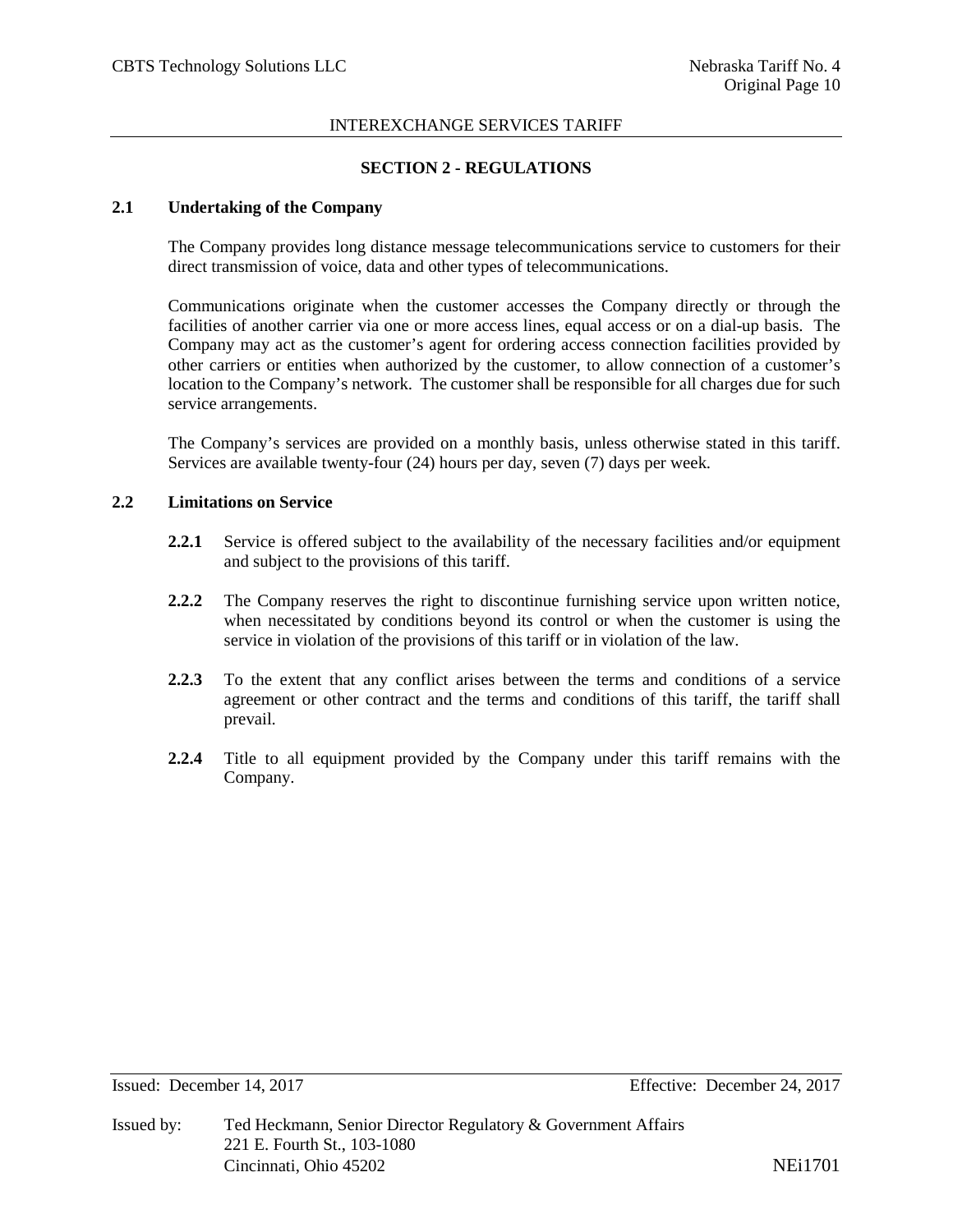## SECTION 2 - REGULATIONS

### 2.1 Undertaking of the Company

The Company provides long distance message telecommunications service to customers for their direct transmission of voice, data and other types of telecommunications.

Communications originate when the customer accesses the Company directly or through the facilities of another carrier via one or more access lines, equal access or on a dial-up basis. The Company may act as the customer's agent for ordering access connection facilities provided by other carriers or entities when authorized by the customer, to allow connection of a customer's location to the Company's network. The customer shall be responsible for all charges due for such service arrangements.

The Company's services are provided on a monthly basis, unless otherwise stated in this tariff. Services are available twenty-four (24) hours per day, seven (7) days per week.

### 2.2 Limitations on Service

**2.2.1** Service is offered subject to the availability of the necessary facilities and/or equipment and subject to the provisions of this tariff.

**2.2.2** The Company reserves the right to discontinue furnishing service upon written notice, when necessitated by conditions beyond its control or when the customer is using the service in violation of the provisions of this tariff or in violation of the law.

**2.2.3** To the extent that any conflict arises between the terms and conditions of a service agreement or other contract and the terms and conditions of this tariff, the tariff shall prevail.

**2.2.4** Title to all equipment provided by the Company under this tariff remains with the Company.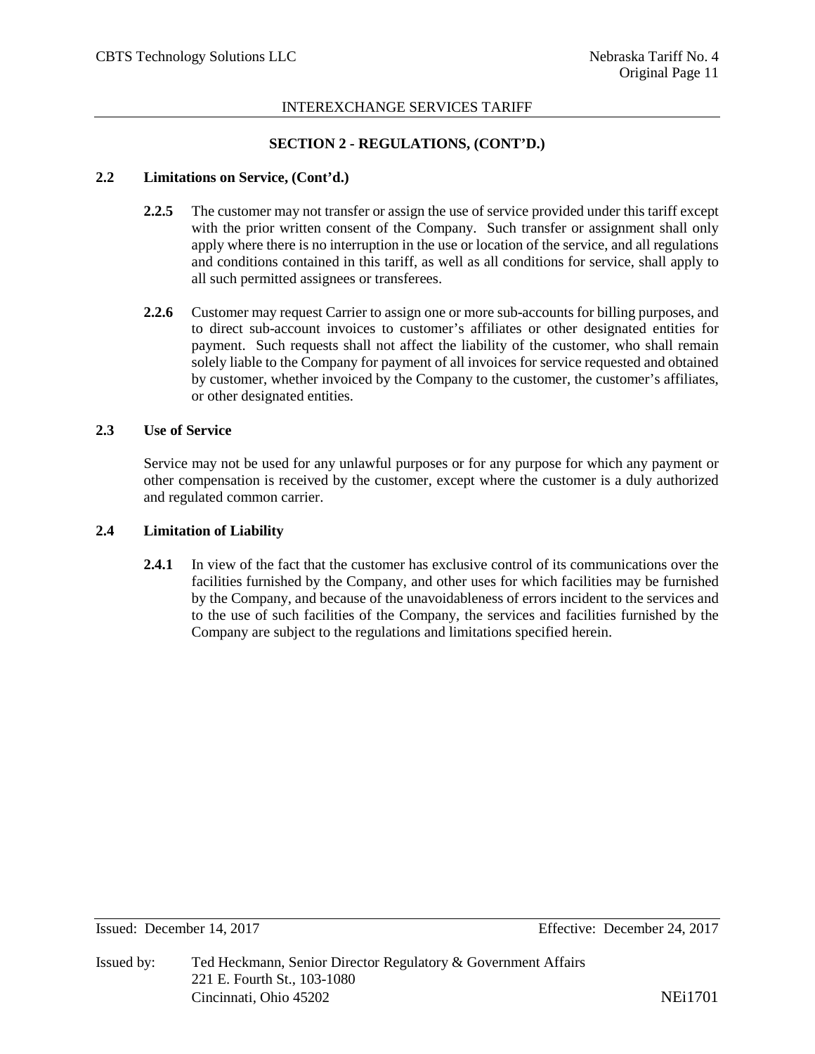## SECTION 2 - REGULATIONS, (CONT'D.)

### 2.2 Limitations on Service, (Cont'd.)

**2.2.5** The customer may not transfer or assign the use of service provided under this tariff except with the prior written consent of the Company. Such transfer or assignment shall only apply where there is no interruption in the use or location of the service, and all regulations and conditions contained in this tariff, as well as all conditions for service, shall apply to all such permitted assignees or transferees.

**2.2.6** Customer may request Carrier to assign one or more sub-accounts for billing purposes, and to direct sub-account invoices to customer's affiliates or other designated entities for payment. Such requests shall not affect the liability of the customer, who shall remain solely liable to the Company for payment of all invoices for service requested and obtained by customer, whether invoiced by the Company to the customer, the customer's affiliates, or other designated entities.

### 2.3 Use of Service

Service may not be used for any unlawful purposes or for any purpose for which any payment or other compensation is received by the customer, except where the customer is a duly authorized and regulated common carrier.

### 2.4 Limitation of Liability

**2.4.1** In view of the fact that the customer has exclusive control of its communications over the facilities furnished by the Company, and other uses for which facilities may be furnished by the Company, and because of the unavoidableness of errors incident to the services and to the use of such facilities of the Company, the services and facilities furnished by the Company are subject to the regulations and limitations specified herein.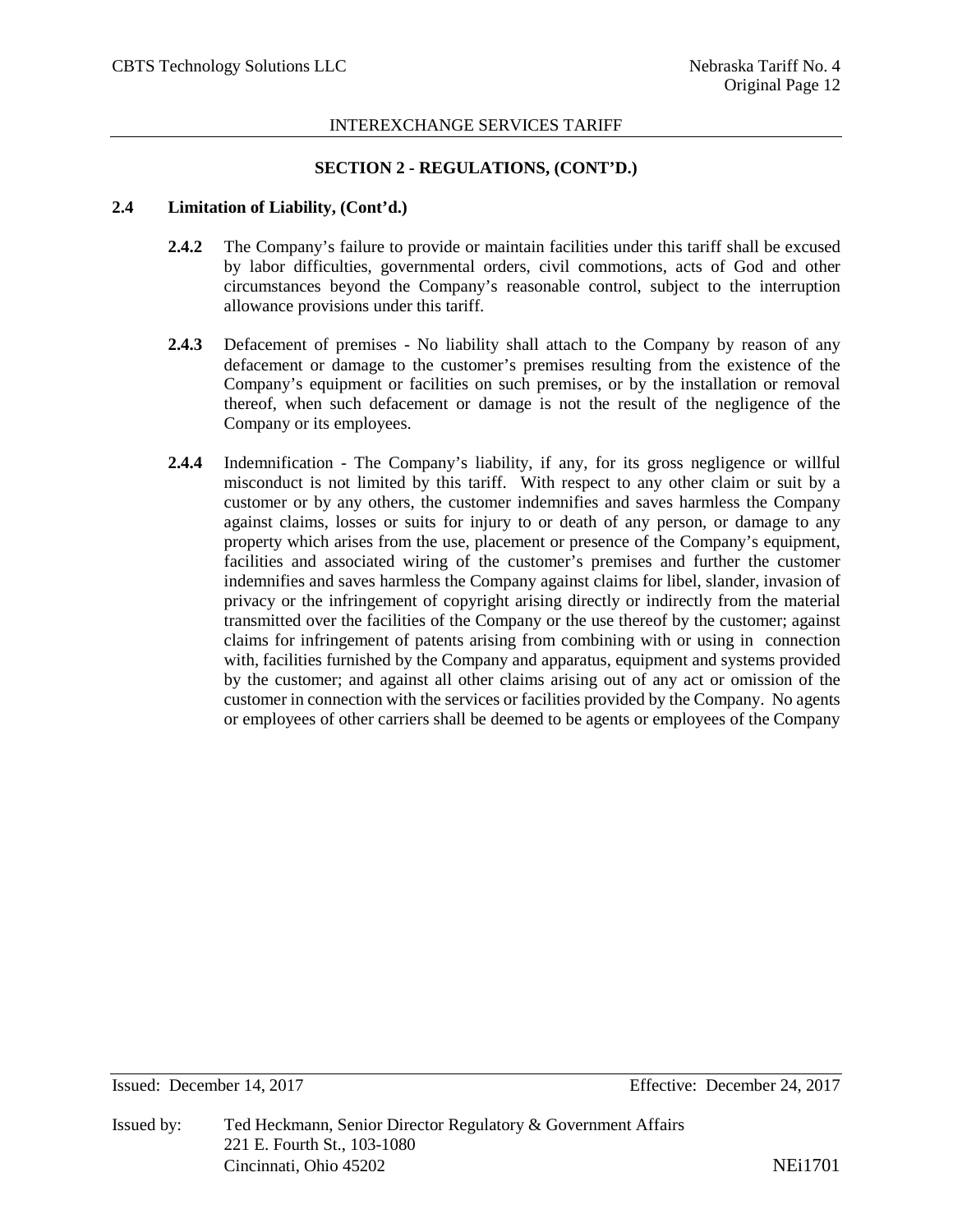INTEREXCHANGE SERVICES TARIFF

**SECTION 2 - REGULATIONS, (CONT'D.)**

**2.4 Limitation of Liability, (Cont'd.)**

**2.4.2** The Company's failure to provide or maintain facilities under this tariff shall be excused by labor difficulties, governmental orders, civil commotions, acts of God and other circumstances beyond the Company's reasonable control, subject to the interruption allowance provisions under this tariff.

**2.4.3** Defacement of premises - No liability shall attach to the Company by reason of any defacement or damage to the customer's premises resulting from the existence of the Company's equipment or facilities on such premises, or by the installation or removal thereof, when such defacement or damage is not the result of the negligence of the Company or its employees.

**2.4.4** Indemnification - The Company's liability, if any, for its gross negligence or willful misconduct is not limited by this tariff. With respect to any other claim or suit by a customer or by any others, the customer indemnifies and saves harmless the Company against claims, losses or suits for injury to or death of any person, or damage to any property which arises from the use, placement or presence of the Company's equipment, facilities and associated wiring of the customer's premises and further the customer indemnifies and saves harmless the Company against claims for libel, slander, invasion of privacy or the infringement of copyright arising directly or indirectly from the material transmitted over the facilities of the Company or the use thereof by the customer; against claims for infringement of patents arising from combining with or using in connection with, facilities furnished by the Company and apparatus, equipment and systems provided by the customer; and against all other claims arising out of any act or omission of the customer in connection with the services or facilities provided by the Company. No agents or employees of other carriers shall be deemed to be agents or employees of the Company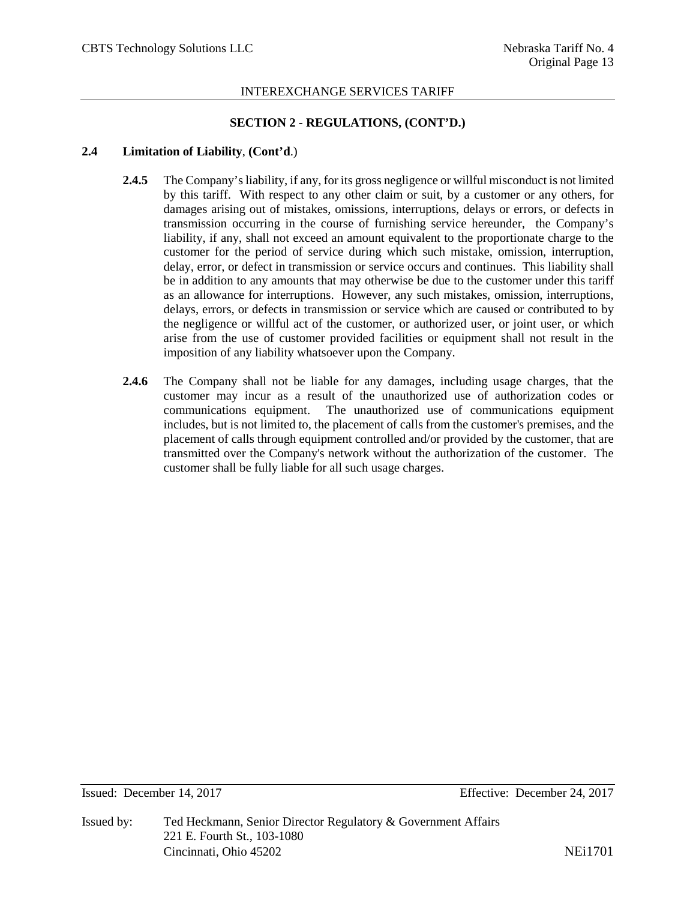## SECTION 2 - REGULATIONS, (CONT'D.)

### 2.4 Limitation of Liability, (Cont'd.)

**2.4.5** The Company's liability, if any, for its gross negligence or willful misconduct is not limited by this tariff. With respect to any other claim or suit, by a customer or any others, for damages arising out of mistakes, omissions, interruptions, delays or errors, or defects in transmission occurring in the course of furnishing service hereunder, the Company's liability, if any, shall not exceed an amount equivalent to the proportionate charge to the customer for the period of service during which such mistake, omission, interruption, delay, error, or defect in transmission or service occurs and continues. This liability shall be in addition to any amounts that may otherwise be due to the customer under this tariff as an allowance for interruptions. However, any such mistakes, omission, interruptions, delays, errors, or defects in transmission or service which are caused or contributed to by the negligence or willful act of the customer, or authorized user, or joint user, or which arise from the use of customer provided facilities or equipment shall not result in the imposition of any liability whatsoever upon the Company.

**2.4.6** The Company shall not be liable for any damages, including usage charges, that the customer may incur as a result of the unauthorized use of authorization codes or communications equipment. The unauthorized use of communications equipment includes, but is not limited to, the placement of calls from the customer's premises, and the placement of calls through equipment controlled and/or provided by the customer, that are transmitted over the Company's network without the authorization of the customer. The customer shall be fully liable for all such usage charges.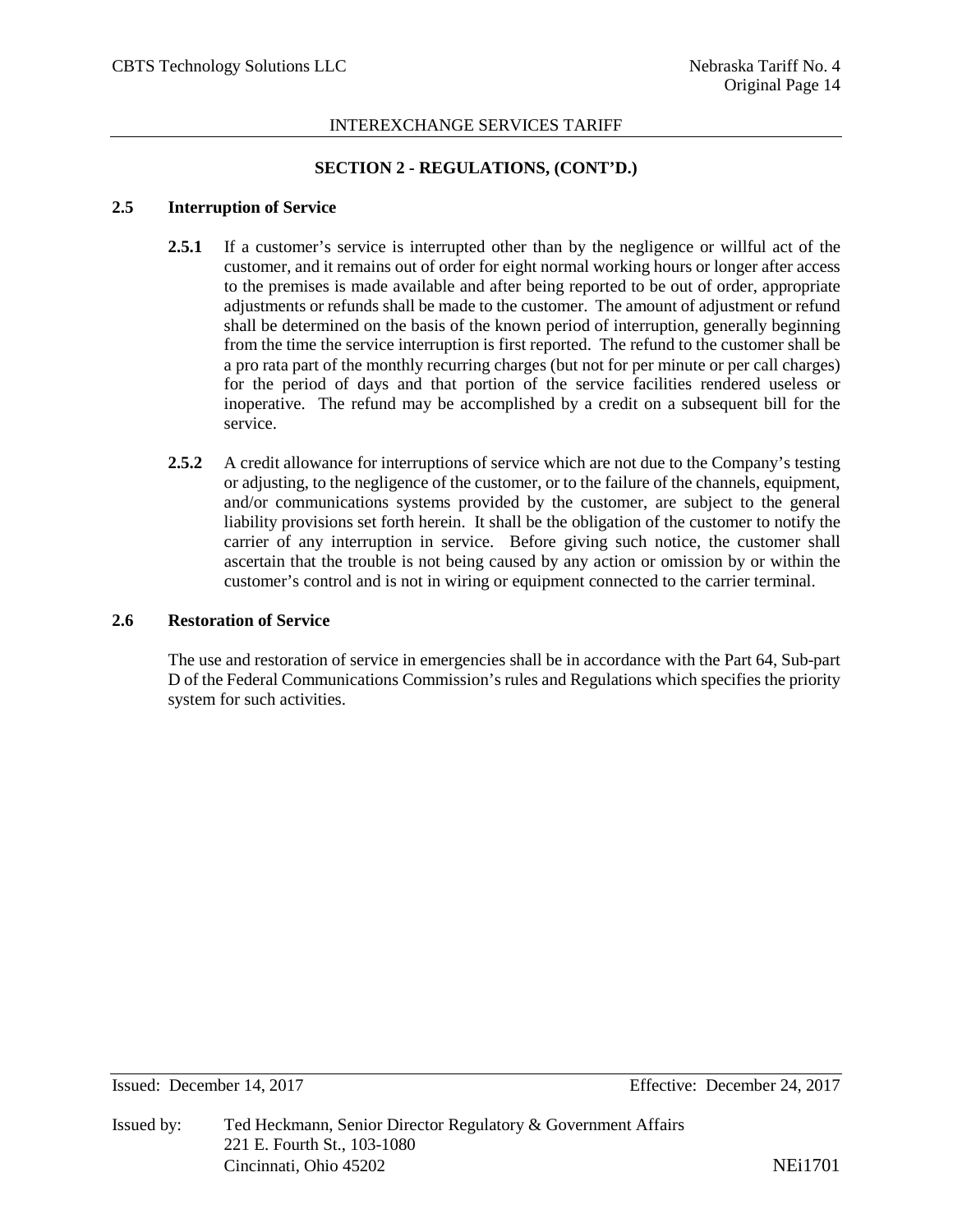## SECTION 2 - REGULATIONS, (CONT'D.)

### 2.5 Interruption of Service

**2.5.1** If a customer's service is interrupted other than by the negligence or willful act of the customer, and it remains out of order for eight normal working hours or longer after access to the premises is made available and after being reported to be out of order, appropriate adjustments or refunds shall be made to the customer. The amount of adjustment or refund shall be determined on the basis of the known period of interruption, generally beginning from the time the service interruption is first reported. The refund to the customer shall be a pro rata part of the monthly recurring charges (but not for per minute or per call charges) for the period of days and that portion of the service facilities rendered useless or inoperative. The refund may be accomplished by a credit on a subsequent bill for the service.

**2.5.2** A credit allowance for interruptions of service which are not due to the Company's testing or adjusting, to the negligence of the customer, or to the failure of the channels, equipment, and/or communications systems provided by the customer, are subject to the general liability provisions set forth herein. It shall be the obligation of the customer to notify the carrier of any interruption in service. Before giving such notice, the customer shall ascertain that the trouble is not being caused by any action or omission by or within the customer's control and is not in wiring or equipment connected to the carrier terminal.

### 2.6 Restoration of Service

The use and restoration of service in emergencies shall be in accordance with the Part 64, Sub-part D of the Federal Communications Commission's rules and Regulations which specifies the priority system for such activities.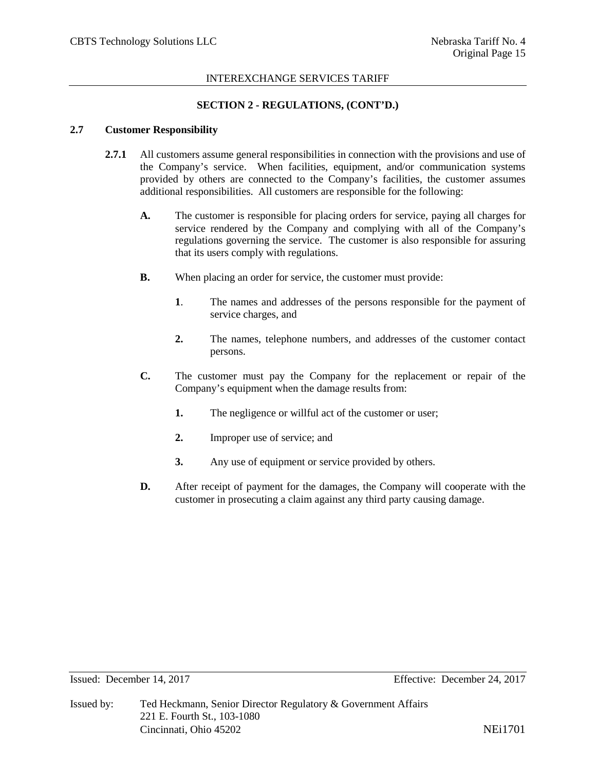## SECTION 2 - REGULATIONS, (CONT'D.)

### 2.7 Customer Responsibility

**2.7.1** All customers assume general responsibilities in connection with the provisions and use of the Company's service. When facilities, equipment, and/or communication systems provided by others are connected to the Company's facilities, the customer assumes additional responsibilities. All customers are responsible for the following:

**A.** The customer is responsible for placing orders for service, paying all charges for service rendered by the Company and complying with all of the Company's regulations governing the service. The customer is also responsible for assuring that its users comply with regulations.

**B.** When placing an order for service, the customer must provide:

**1**. The names and addresses of the persons responsible for the payment of service charges, and

**2.** The names, telephone numbers, and addresses of the customer contact persons.

**C.** The customer must pay the Company for the replacement or repair of the Company's equipment when the damage results from:

**1.** The negligence or willful act of the customer or user;

**2.** Improper use of service; and

**3.** Any use of equipment or service provided by others.

**D.** After receipt of payment for the damages, the Company will cooperate with the customer in prosecuting a claim against any third party causing damage.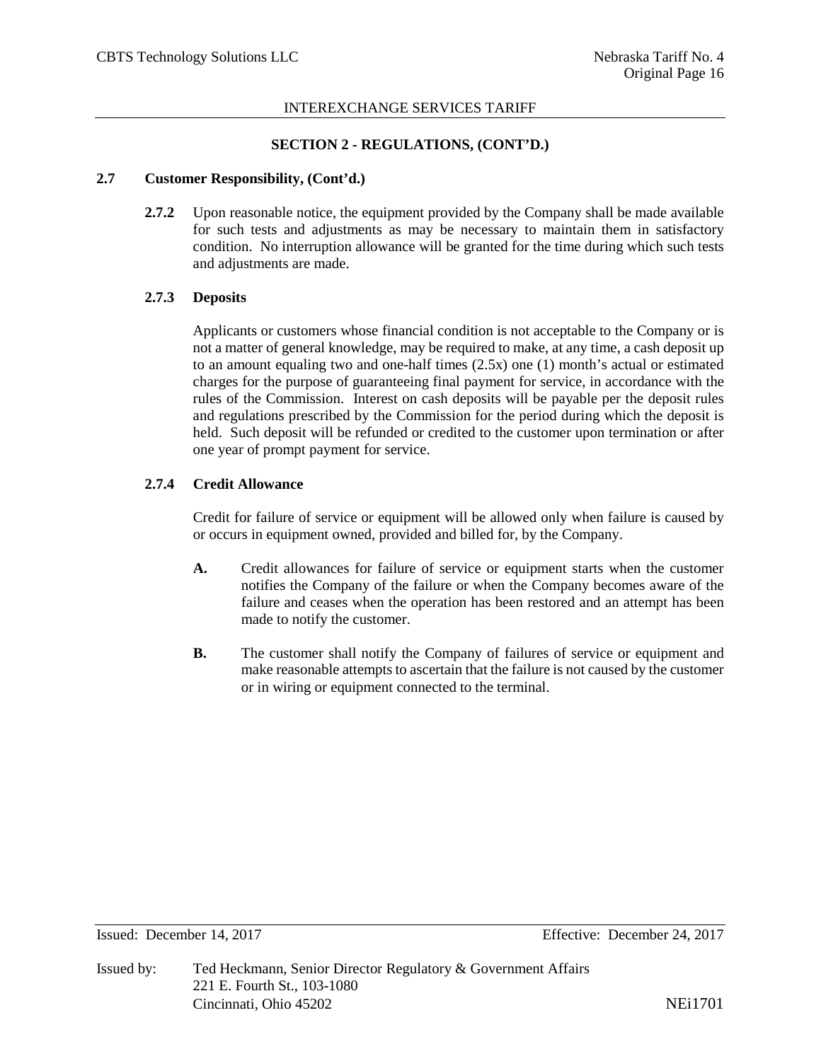## SECTION 2 - REGULATIONS, (CONT'D.)

### 2.7 Customer Responsibility, (Cont'd.)

**2.7.2** Upon reasonable notice, the equipment provided by the Company shall be made available for such tests and adjustments as may be necessary to maintain them in satisfactory condition. No interruption allowance will be granted for the time during which such tests and adjustments are made.

#### 2.7.3 Deposits

Applicants or customers whose financial condition is not acceptable to the Company or is not a matter of general knowledge, may be required to make, at any time, a cash deposit up to an amount equaling two and one-half times (2.5x) one (1) month's actual or estimated charges for the purpose of guaranteeing final payment for service, in accordance with the rules of the Commission. Interest on cash deposits will be payable per the deposit rules and regulations prescribed by the Commission for the period during which the deposit is held. Such deposit will be refunded or credited to the customer upon termination or after one year of prompt payment for service.

#### 2.7.4 Credit Allowance

Credit for failure of service or equipment will be allowed only when failure is caused by or occurs in equipment owned, provided and billed for, by the Company.

**A.** Credit allowances for failure of service or equipment starts when the customer notifies the Company of the failure or when the Company becomes aware of the failure and ceases when the operation has been restored and an attempt has been made to notify the customer.

**B.** The customer shall notify the Company of failures of service or equipment and make reasonable attempts to ascertain that the failure is not caused by the customer or in wiring or equipment connected to the terminal.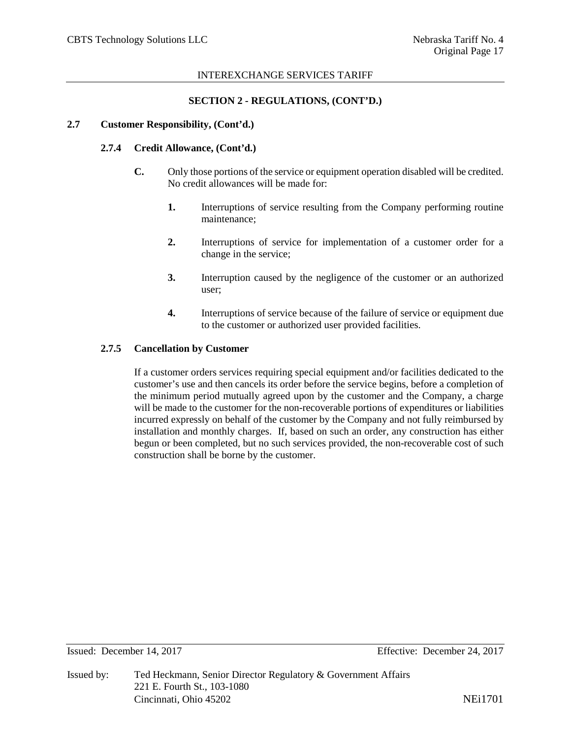## SECTION 2 - REGULATIONS, (CONT'D.)

### 2.7 Customer Responsibility, (Cont'd.)

#### 2.7.4 Credit Allowance, (Cont'd.)

**C.** Only those portions of the service or equipment operation disabled will be credited. No credit allowances will be made for:

1. Interruptions of service resulting from the Company performing routine maintenance;
2. Interruptions of service for implementation of a customer order for a change in the service;
3. Interruption caused by the negligence of the customer or an authorized user;
4. Interruptions of service because of the failure of service or equipment due to the customer or authorized user provided facilities.

#### 2.7.5 Cancellation by Customer

If a customer orders services requiring special equipment and/or facilities dedicated to the customer's use and then cancels its order before the service begins, before a completion of the minimum period mutually agreed upon by the customer and the Company, a charge will be made to the customer for the non-recoverable portions of expenditures or liabilities incurred expressly on behalf of the customer by the Company and not fully reimbursed by installation and monthly charges. If, based on such an order, any construction has either begun or been completed, but no such services provided, the non-recoverable cost of such construction shall be borne by the customer.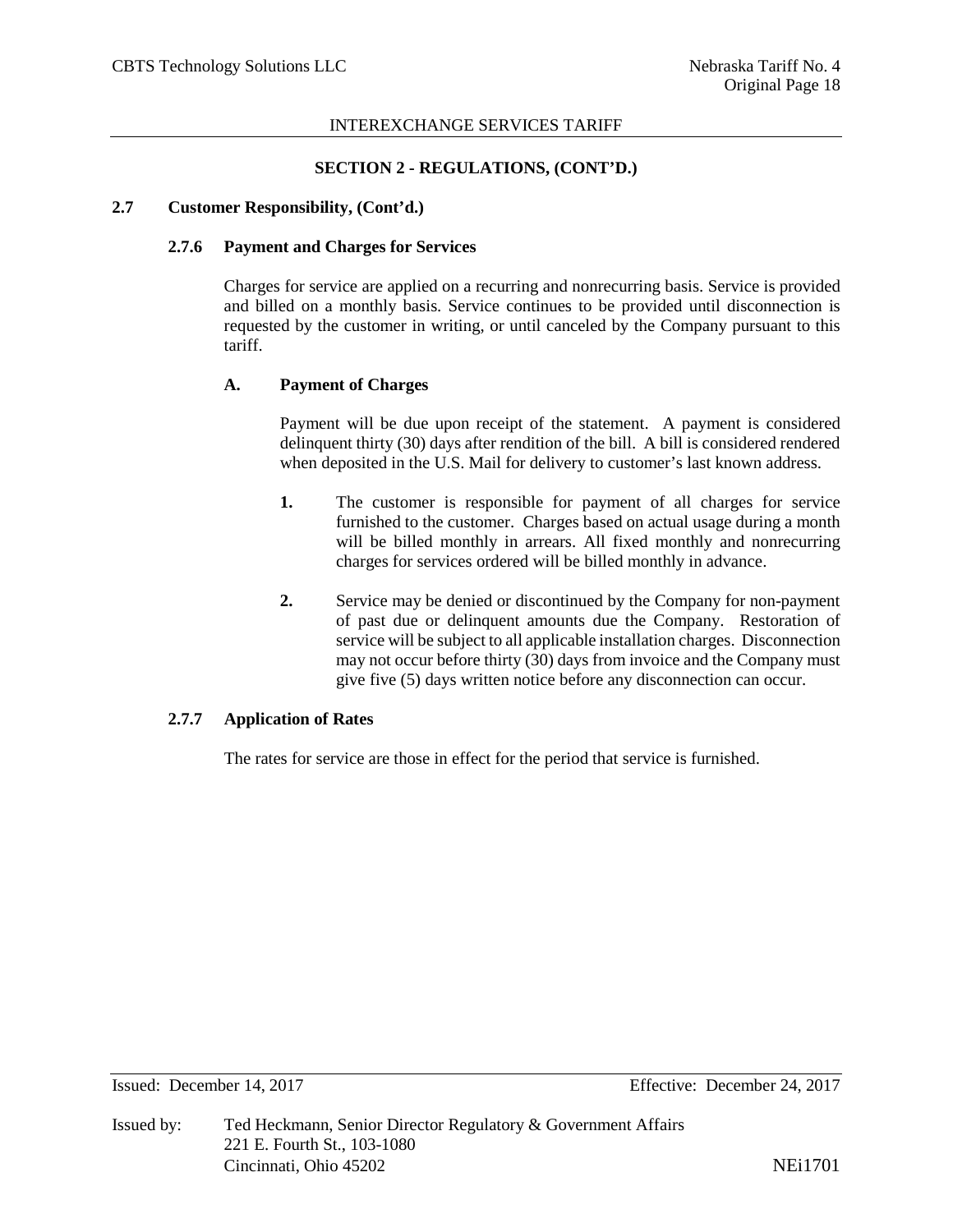## SECTION 2 - REGULATIONS, (CONT'D.)

### 2.7 Customer Responsibility, (Cont'd.)

#### 2.7.6 Payment and Charges for Services

Charges for service are applied on a recurring and nonrecurring basis. Service is provided and billed on a monthly basis. Service continues to be provided until disconnection is requested by the customer in writing, or until canceled by the Company pursuant to this tariff.

**A. Payment of Charges**

Payment will be due upon receipt of the statement. A payment is considered delinquent thirty (30) days after rendition of the bill. A bill is considered rendered when deposited in the U.S. Mail for delivery to customer's last known address.

1. The customer is responsible for payment of all charges for service furnished to the customer. Charges based on actual usage during a month will be billed monthly in arrears. All fixed monthly and nonrecurring charges for services ordered will be billed monthly in advance.

2. Service may be denied or discontinued by the Company for non-payment of past due or delinquent amounts due the Company. Restoration of service will be subject to all applicable installation charges. Disconnection may not occur before thirty (30) days from invoice and the Company must give five (5) days written notice before any disconnection can occur.

#### 2.7.7 Application of Rates

The rates for service are those in effect for the period that service is furnished.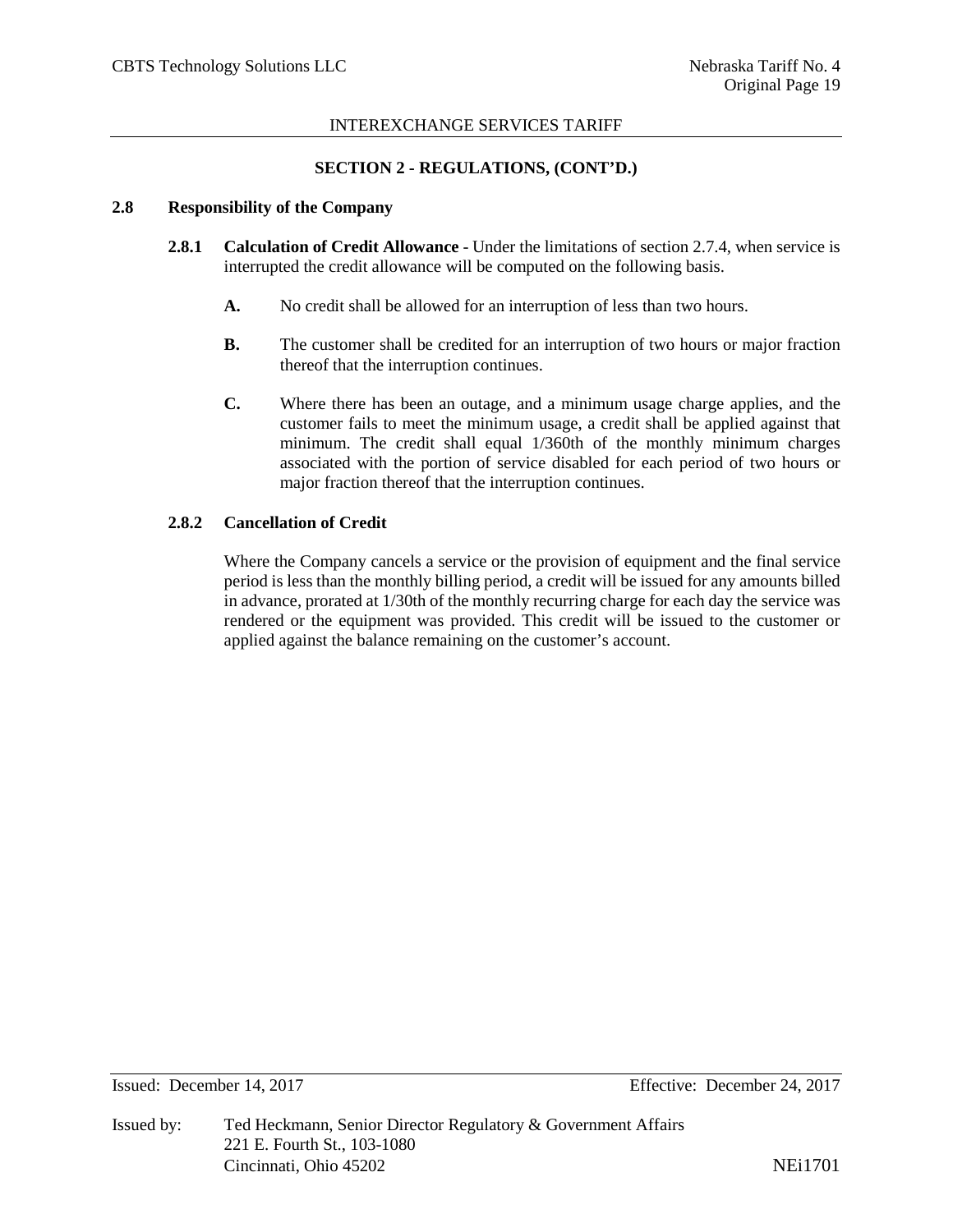## SECTION 2 - REGULATIONS, (CONT'D.)

### 2.8 Responsibility of the Company

**2.8.1 Calculation of Credit Allowance** - Under the limitations of section 2.7.4, when service is interrupted the credit allowance will be computed on the following basis.

**A.** No credit shall be allowed for an interruption of less than two hours.

**B.** The customer shall be credited for an interruption of two hours or major fraction thereof that the interruption continues.

**C.** Where there has been an outage, and a minimum usage charge applies, and the customer fails to meet the minimum usage, a credit shall be applied against that minimum. The credit shall equal 1/360th of the monthly minimum charges associated with the portion of service disabled for each period of two hours or major fraction thereof that the interruption continues.

**2.8.2 Cancellation of Credit**

Where the Company cancels a service or the provision of equipment and the final service period is less than the monthly billing period, a credit will be issued for any amounts billed in advance, prorated at 1/30th of the monthly recurring charge for each day the service was rendered or the equipment was provided. This credit will be issued to the customer or applied against the balance remaining on the customer's account.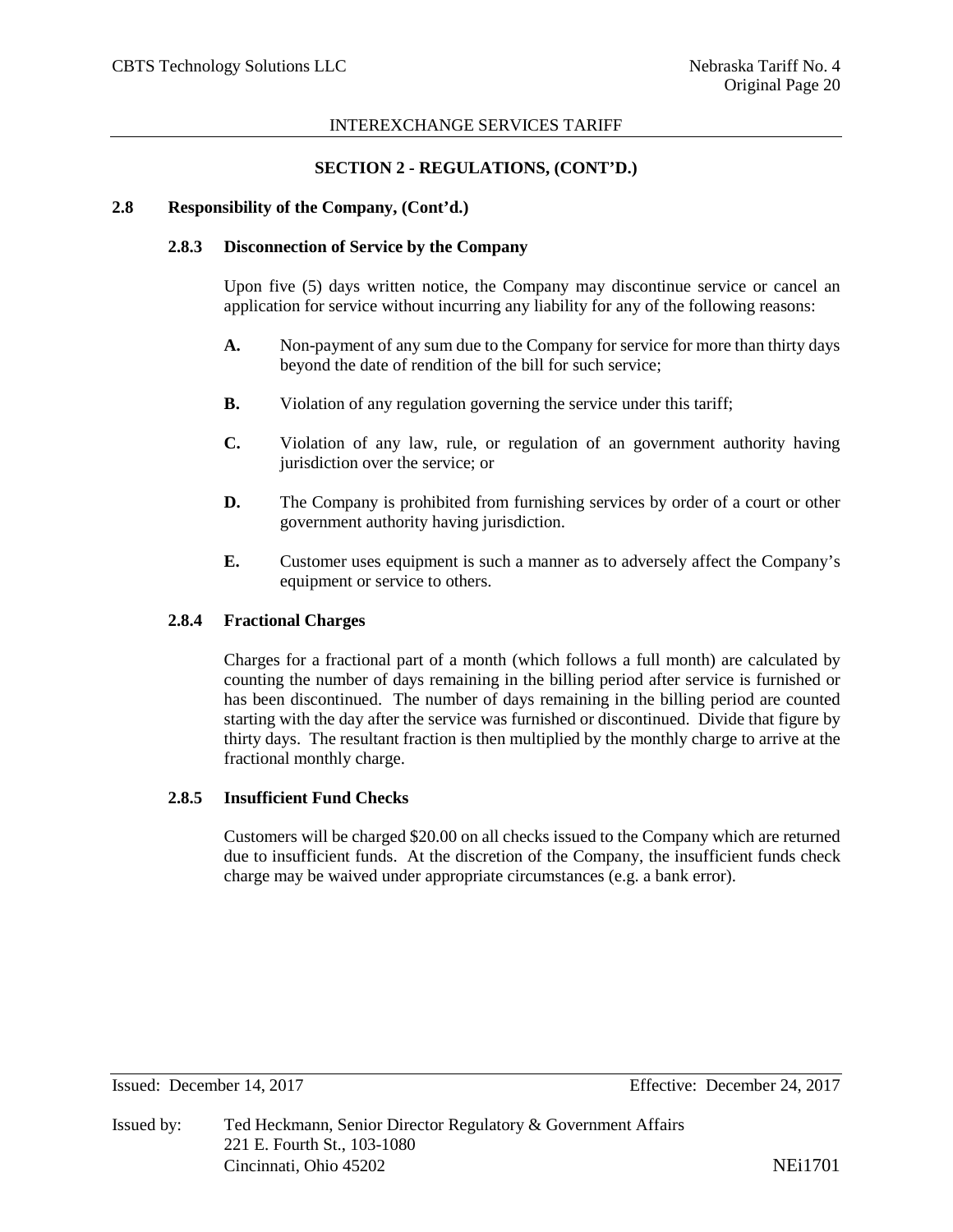## SECTION 2 - REGULATIONS, (CONT'D.)

### 2.8 Responsibility of the Company, (Cont'd.)

#### 2.8.3 Disconnection of Service by the Company

Upon five (5) days written notice, the Company may discontinue service or cancel an application for service without incurring any liability for any of the following reasons:

**A.** Non-payment of any sum due to the Company for service for more than thirty days beyond the date of rendition of the bill for such service;

**B.** Violation of any regulation governing the service under this tariff;

**C.** Violation of any law, rule, or regulation of an government authority having jurisdiction over the service; or

**D.** The Company is prohibited from furnishing services by order of a court or other government authority having jurisdiction.

**E.** Customer uses equipment is such a manner as to adversely affect the Company's equipment or service to others.

#### 2.8.4 Fractional Charges

Charges for a fractional part of a month (which follows a full month) are calculated by counting the number of days remaining in the billing period after service is furnished or has been discontinued. The number of days remaining in the billing period are counted starting with the day after the service was furnished or discontinued. Divide that figure by thirty days. The resultant fraction is then multiplied by the monthly charge to arrive at the fractional monthly charge.

#### 2.8.5 Insufficient Fund Checks

Customers will be charged $20.00 on all checks issued to the Company which are returned due to insufficient funds. At the discretion of the Company, the insufficient funds check charge may be waived under appropriate circumstances (e.g. a bank error).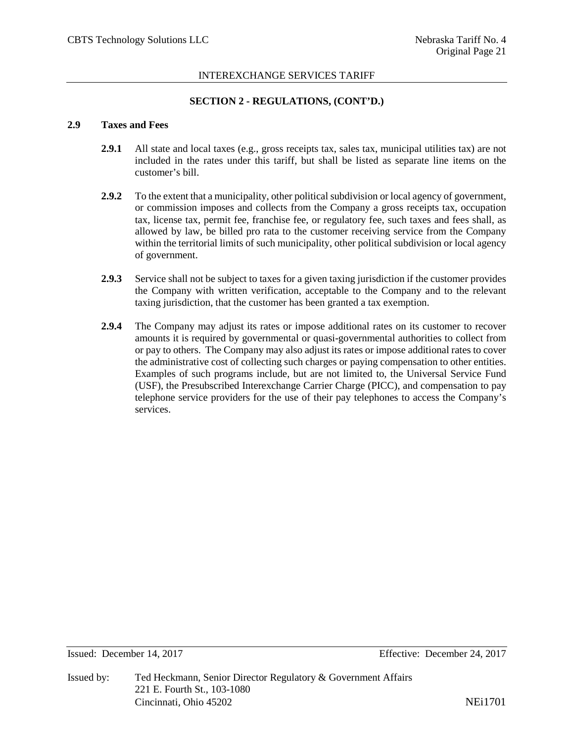## SECTION 2 - REGULATIONS, (CONT'D.)

### 2.9 Taxes and Fees

**2.9.1** All state and local taxes (e.g., gross receipts tax, sales tax, municipal utilities tax) are not included in the rates under this tariff, but shall be listed as separate line items on the customer's bill.

**2.9.2** To the extent that a municipality, other political subdivision or local agency of government, or commission imposes and collects from the Company a gross receipts tax, occupation tax, license tax, permit fee, franchise fee, or regulatory fee, such taxes and fees shall, as allowed by law, be billed pro rata to the customer receiving service from the Company within the territorial limits of such municipality, other political subdivision or local agency of government.

**2.9.3** Service shall not be subject to taxes for a given taxing jurisdiction if the customer provides the Company with written verification, acceptable to the Company and to the relevant taxing jurisdiction, that the customer has been granted a tax exemption.

**2.9.4** The Company may adjust its rates or impose additional rates on its customer to recover amounts it is required by governmental or quasi-governmental authorities to collect from or pay to others. The Company may also adjust its rates or impose additional rates to cover the administrative cost of collecting such charges or paying compensation to other entities. Examples of such programs include, but are not limited to, the Universal Service Fund (USF), the Presubscribed Interexchange Carrier Charge (PICC), and compensation to pay telephone service providers for the use of their pay telephones to access the Company's services.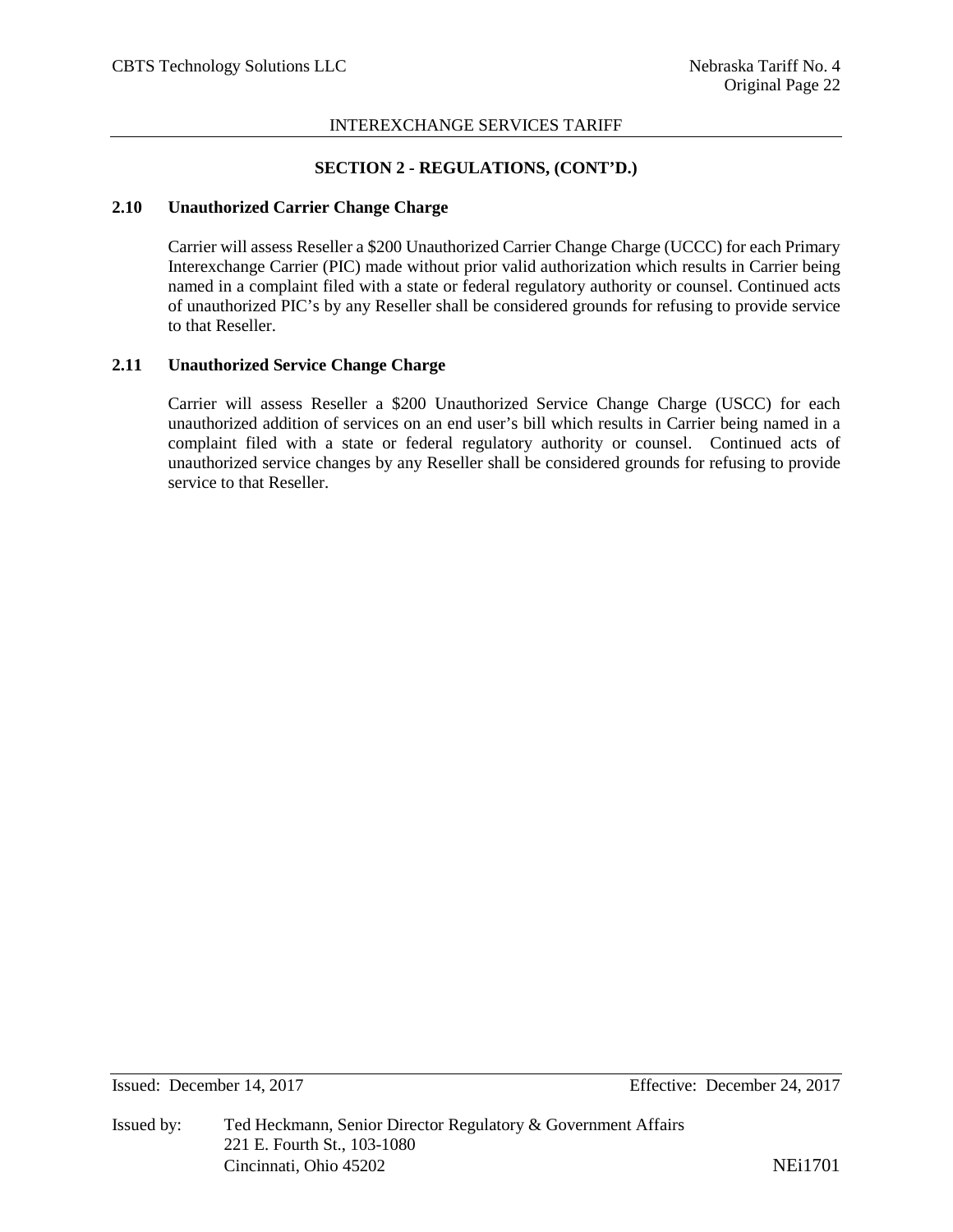## SECTION 2 - REGULATIONS, (CONT'D.)

### 2.10 Unauthorized Carrier Change Charge

Carrier will assess Reseller a $200 Unauthorized Carrier Change Charge (UCCC) for each Primary Interexchange Carrier (PIC) made without prior valid authorization which results in Carrier being named in a complaint filed with a state or federal regulatory authority or counsel. Continued acts of unauthorized PIC's by any Reseller shall be considered grounds for refusing to provide service to that Reseller.

### 2.11 Unauthorized Service Change Charge

Carrier will assess Reseller a $200 Unauthorized Service Change Charge (USCC) for each unauthorized addition of services on an end user's bill which results in Carrier being named in a complaint filed with a state or federal regulatory authority or counsel. Continued acts of unauthorized service changes by any Reseller shall be considered grounds for refusing to provide service to that Reseller.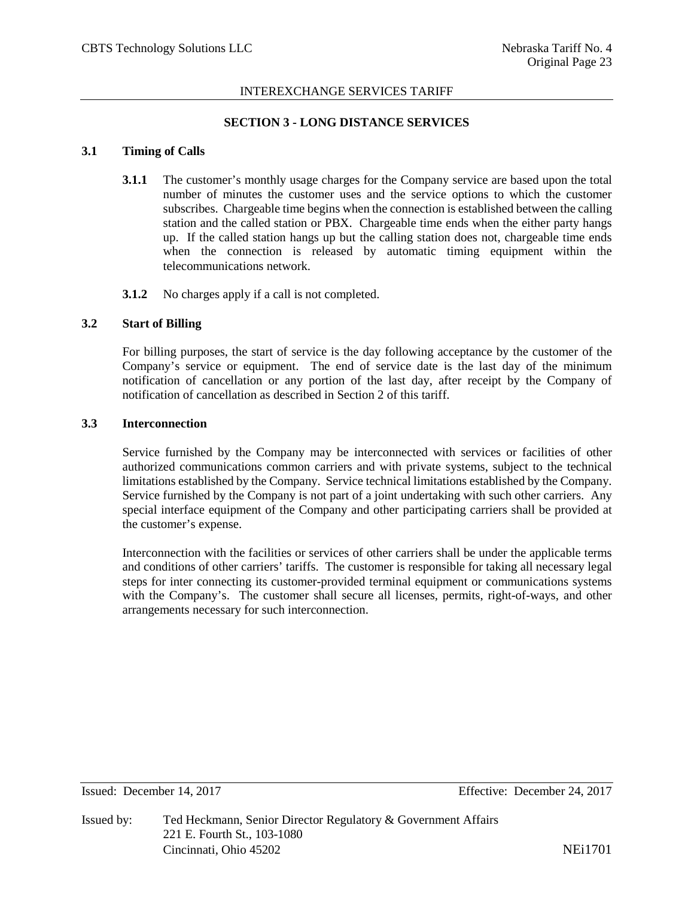INTEREXCHANGE SERVICES TARIFF

## SECTION 3 - LONG DISTANCE SERVICES

### 3.1 Timing of Calls

**3.1.1** The customer's monthly usage charges for the Company service are based upon the total number of minutes the customer uses and the service options to which the customer subscribes. Chargeable time begins when the connection is established between the calling station and the called station or PBX. Chargeable time ends when the either party hangs up. If the called station hangs up but the calling station does not, chargeable time ends when the connection is released by automatic timing equipment within the telecommunications network.

**3.1.2** No charges apply if a call is not completed.

### 3.2 Start of Billing

For billing purposes, the start of service is the day following acceptance by the customer of the Company's service or equipment. The end of service date is the last day of the minimum notification of cancellation or any portion of the last day, after receipt by the Company of notification of cancellation as described in Section 2 of this tariff.

### 3.3 Interconnection

Service furnished by the Company may be interconnected with services or facilities of other authorized communications common carriers and with private systems, subject to the technical limitations established by the Company. Service technical limitations established by the Company. Service furnished by the Company is not part of a joint undertaking with such other carriers. Any special interface equipment of the Company and other participating carriers shall be provided at the customer's expense.

Interconnection with the facilities or services of other carriers shall be under the applicable terms and conditions of other carriers' tariffs. The customer is responsible for taking all necessary legal steps for inter connecting its customer-provided terminal equipment or communications systems with the Company's. The customer shall secure all licenses, permits, right-of-ways, and other arrangements necessary for such interconnection.

Issued: December 14, 2017 Effective: December 24, 2017

Issued by: Ted Heckmann, Senior Director Regulatory & Government Affairs
221 E. Fourth St., 103-1080
Cincinnati, Ohio 45202

NEi1701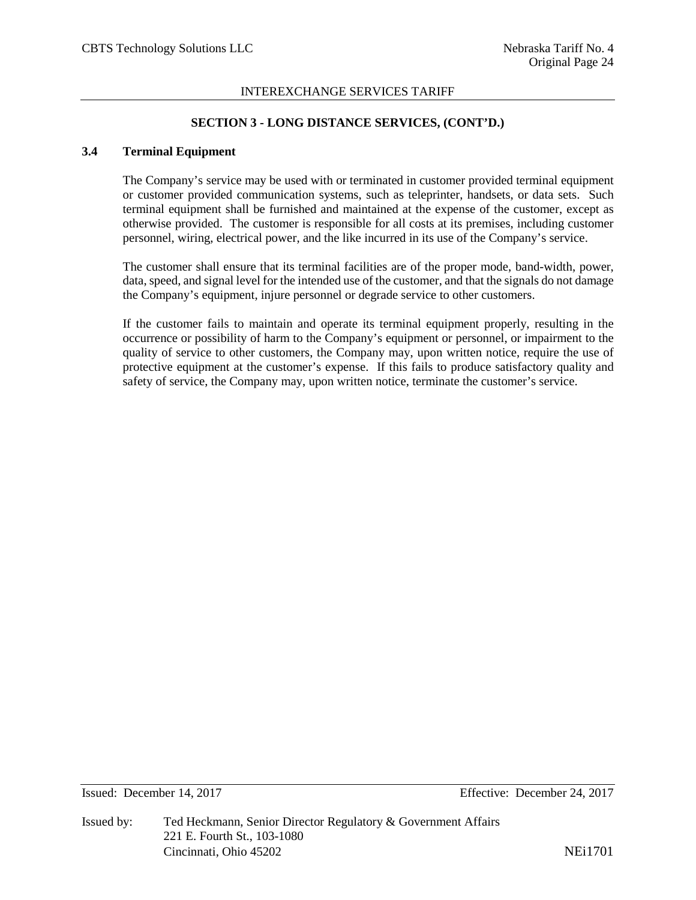## SECTION 3 - LONG DISTANCE SERVICES, (CONT'D.)

### 3.4 Terminal Equipment

The Company's service may be used with or terminated in customer provided terminal equipment or customer provided communication systems, such as teleprinter, handsets, or data sets. Such terminal equipment shall be furnished and maintained at the expense of the customer, except as otherwise provided. The customer is responsible for all costs at its premises, including customer personnel, wiring, electrical power, and the like incurred in its use of the Company's service.

The customer shall ensure that its terminal facilities are of the proper mode, band-width, power, data, speed, and signal level for the intended use of the customer, and that the signals do not damage the Company's equipment, injure personnel or degrade service to other customers.

If the customer fails to maintain and operate its terminal equipment properly, resulting in the occurrence or possibility of harm to the Company's equipment or personnel, or impairment to the quality of service to other customers, the Company may, upon written notice, require the use of protective equipment at the customer's expense. If this fails to produce satisfactory quality and safety of service, the Company may, upon written notice, terminate the customer's service.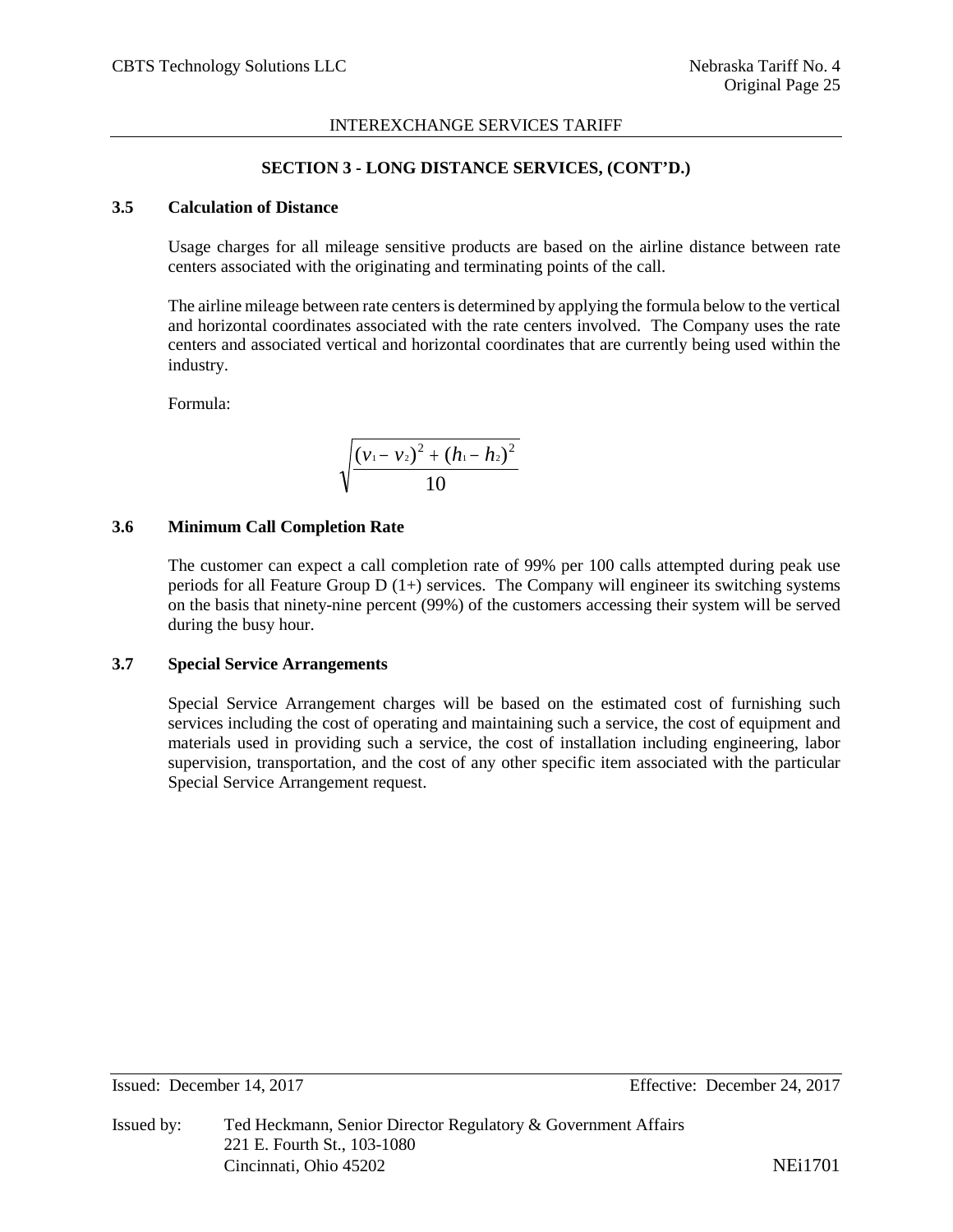## SECTION 3 - LONG DISTANCE SERVICES, (CONT'D.)

### 3.5 Calculation of Distance

Usage charges for all mileage sensitive products are based on the airline distance between rate centers associated with the originating and terminating points of the call.

The airline mileage between rate centers is determined by applying the formula below to the vertical and horizontal coordinates associated with the rate centers involved. The Company uses the rate centers and associated vertical and horizontal coordinates that are currently being used within the industry.

Formula:

$$\sqrt{\frac{(v_1 - v_2)^2 + (h_1 - h_2)^2}{10}}$$

### 3.6 Minimum Call Completion Rate

The customer can expect a call completion rate of 99% per 100 calls attempted during peak use periods for all Feature Group D (1+) services. The Company will engineer its switching systems on the basis that ninety-nine percent (99%) of the customers accessing their system will be served during the busy hour.

### 3.7 Special Service Arrangements

Special Service Arrangement charges will be based on the estimated cost of furnishing such services including the cost of operating and maintaining such a service, the cost of equipment and materials used in providing such a service, the cost of installation including engineering, labor supervision, transportation, and the cost of any other specific item associated with the particular Special Service Arrangement request.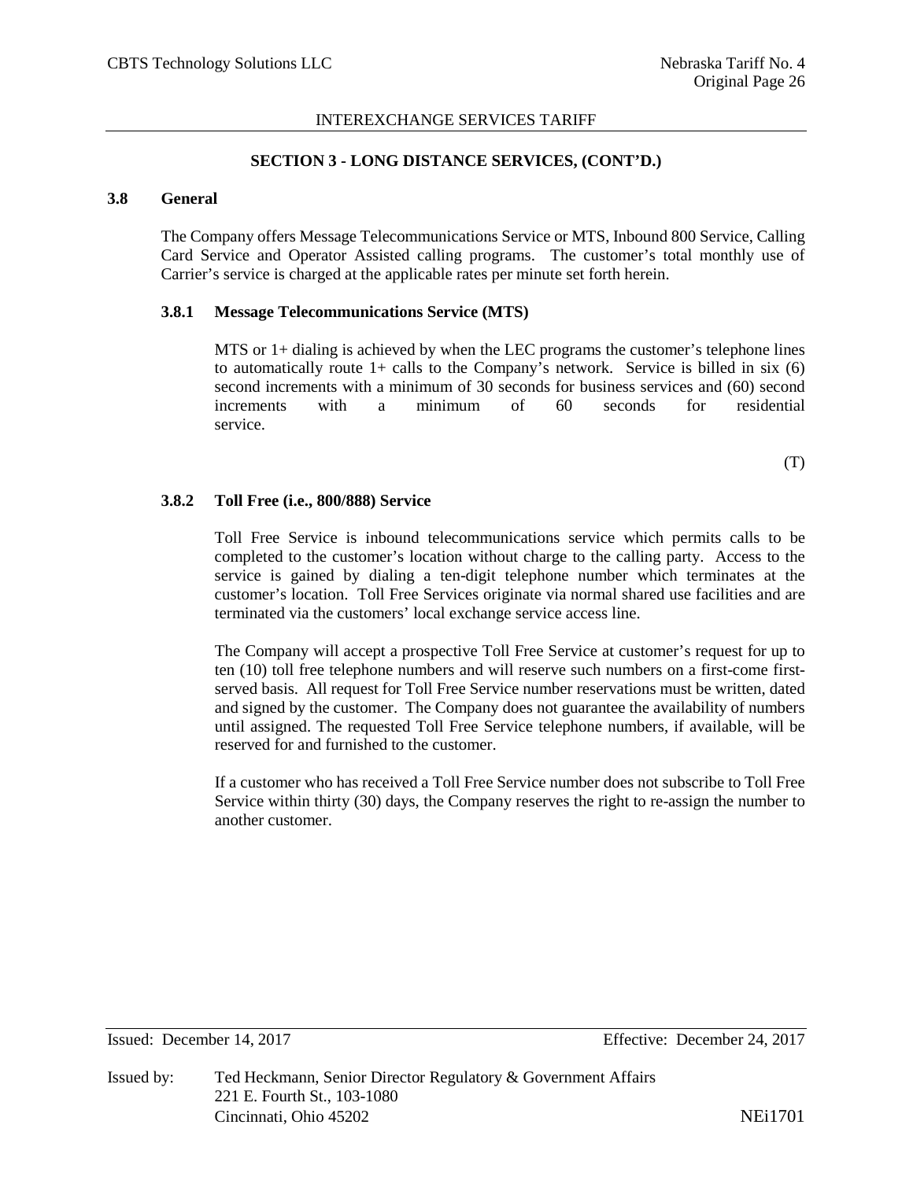INTEREXCHANGE SERVICES TARIFF

**SECTION 3 - LONG DISTANCE SERVICES, (CONT'D.)**

### 3.8 General

The Company offers Message Telecommunications Service or MTS, Inbound 800 Service, Calling Card Service and Operator Assisted calling programs. The customer's total monthly use of Carrier's service is charged at the applicable rates per minute set forth herein.

#### 3.8.1 Message Telecommunications Service (MTS)

MTS or 1+ dialing is achieved by when the LEC programs the customer's telephone lines to automatically route 1+ calls to the Company's network. Service is billed in six (6) second increments with a minimum of 30 seconds for business services and (60) second increments with a minimum of 60 seconds for residential service.

(T)

#### 3.8.2 Toll Free (i.e., 800/888) Service

Toll Free Service is inbound telecommunications service which permits calls to be completed to the customer's location without charge to the calling party. Access to the service is gained by dialing a ten-digit telephone number which terminates at the customer's location. Toll Free Services originate via normal shared use facilities and are terminated via the customers' local exchange service access line.

The Company will accept a prospective Toll Free Service at customer's request for up to ten (10) toll free telephone numbers and will reserve such numbers on a first-come first-served basis. All request for Toll Free Service number reservations must be written, dated and signed by the customer. The Company does not guarantee the availability of numbers until assigned. The requested Toll Free Service telephone numbers, if available, will be reserved for and furnished to the customer.

If a customer who has received a Toll Free Service number does not subscribe to Toll Free Service within thirty (30) days, the Company reserves the right to re-assign the number to another customer.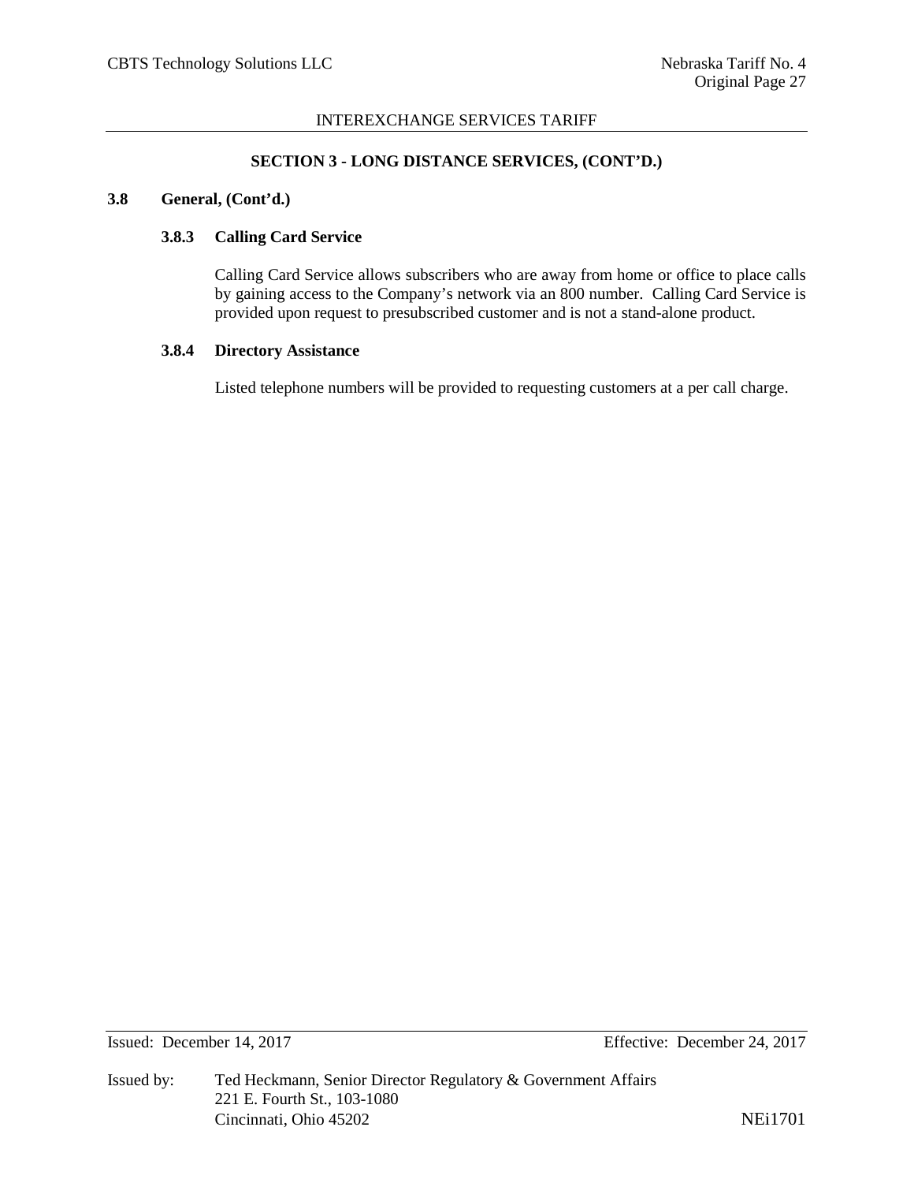## SECTION 3 - LONG DISTANCE SERVICES, (CONT'D.)

### 3.8 General, (Cont'd.)

#### 3.8.3 Calling Card Service

Calling Card Service allows subscribers who are away from home or office to place calls by gaining access to the Company's network via an 800 number. Calling Card Service is provided upon request to presubscribed customer and is not a stand-alone product.

#### 3.8.4 Directory Assistance

Listed telephone numbers will be provided to requesting customers at a per call charge.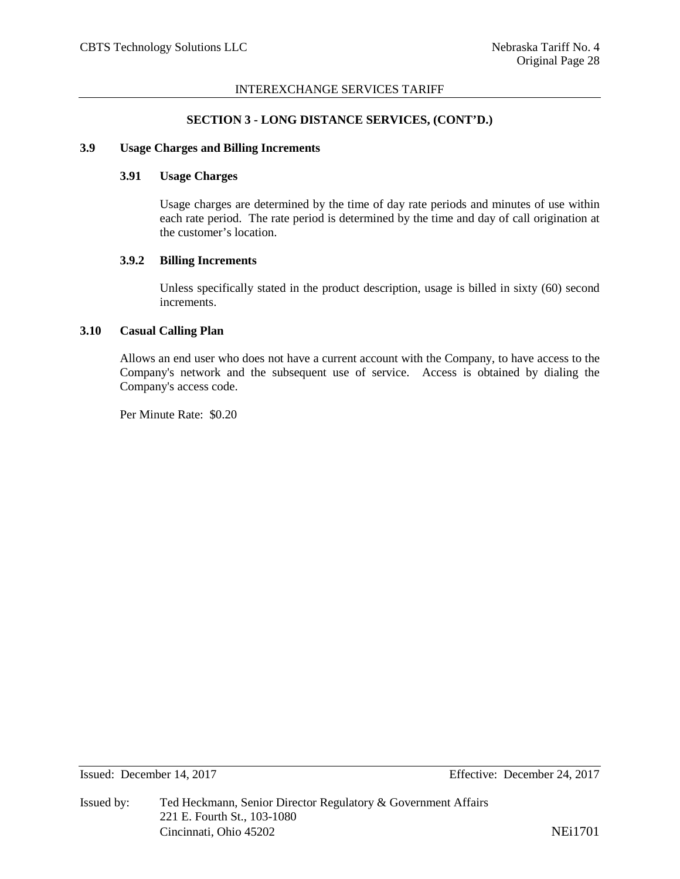## SECTION 3 - LONG DISTANCE SERVICES, (CONT'D.)

### 3.9 Usage Charges and Billing Increments

#### 3.91 Usage Charges

Usage charges are determined by the time of day rate periods and minutes of use within each rate period. The rate period is determined by the time and day of call origination at the customer's location.

#### 3.9.2 Billing Increments

Unless specifically stated in the product description, usage is billed in sixty (60) second increments.

### 3.10 Casual Calling Plan

Allows an end user who does not have a current account with the Company, to have access to the Company's network and the subsequent use of service. Access is obtained by dialing the Company's access code.

Per Minute Rate: $0.20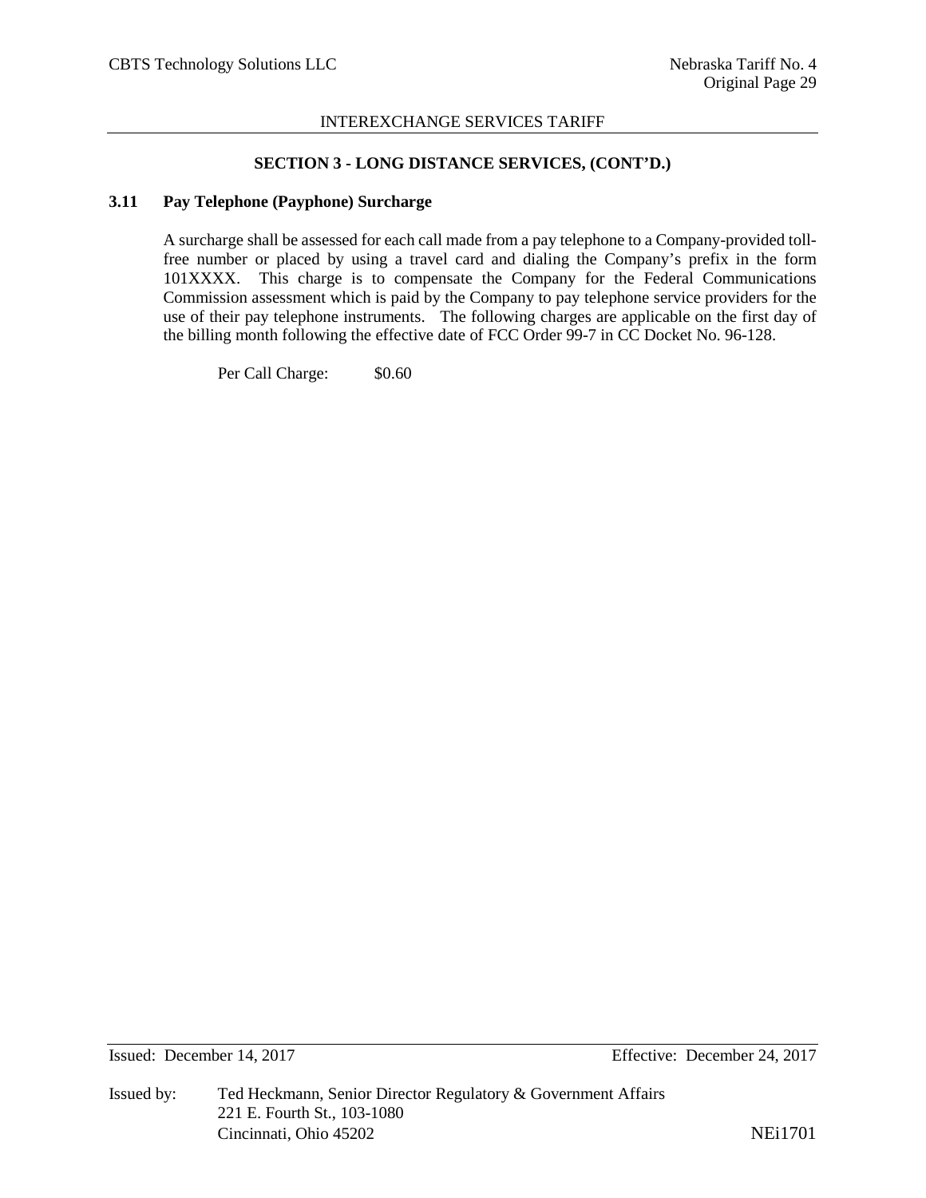## SECTION 3 - LONG DISTANCE SERVICES, (CONT'D.)

### 3.11 Pay Telephone (Payphone) Surcharge

A surcharge shall be assessed for each call made from a pay telephone to a Company-provided toll-free number or placed by using a travel card and dialing the Company's prefix in the form 101XXXX. This charge is to compensate the Company for the Federal Communications Commission assessment which is paid by the Company to pay telephone service providers for the use of their pay telephone instruments. The following charges are applicable on the first day of the billing month following the effective date of FCC Order 99-7 in CC Docket No. 96-128.

Per Call Charge: $0.60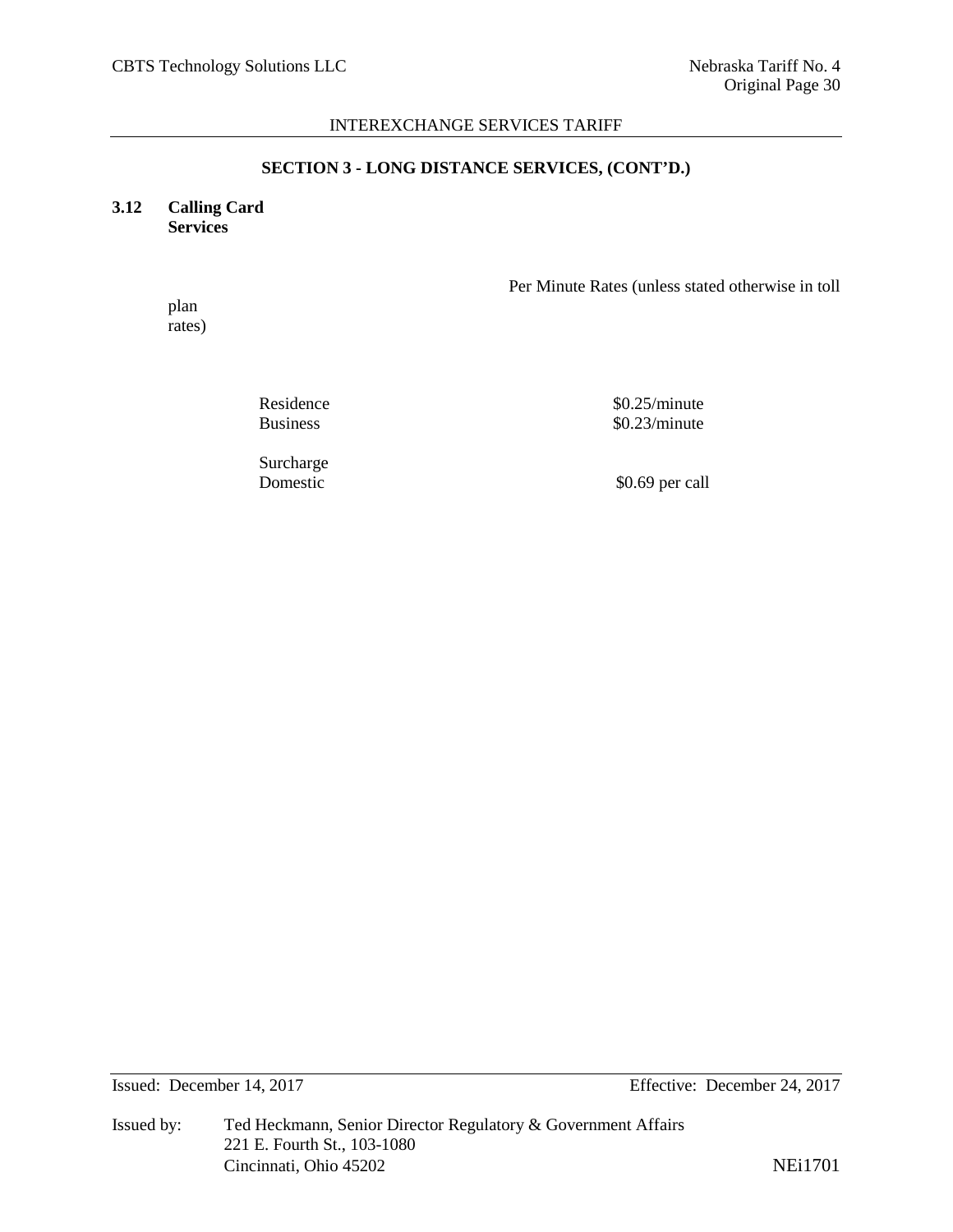INTEREXCHANGE SERVICES TARIFF

## SECTION 3 - LONG DISTANCE SERVICES, (CONT'D.)

### 3.12 Calling Card Services

| | Per Minute Rates (unless stated otherwise in toll plan rates) |
|---|---|
| Residence | $0.25/minute |
| Business | $0.23/minute |
| Surcharge Domestic | $0.69 per call |

Issued: December 14, 2017 Effective: December 24, 2017

Issued by: Ted Heckmann, Senior Director Regulatory & Government Affairs
221 E. Fourth St., 103-1080
Cincinnati, Ohio 45202

NEi1701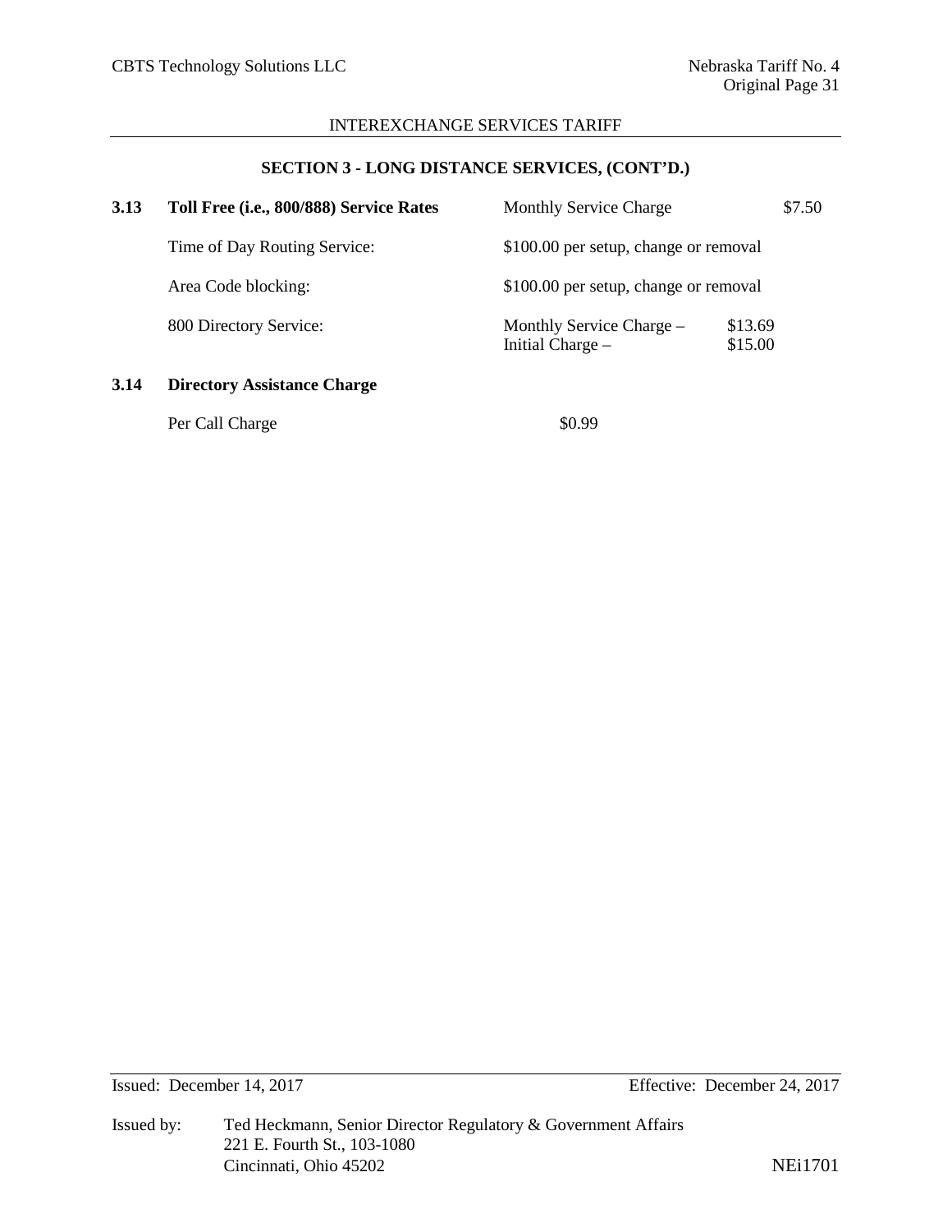INTEREXCHANGE SERVICES TARIFF

## SECTION 3 - LONG DISTANCE SERVICES, (CONT'D.)

| | | | |
|---|---|---|---|
| **3.13** | **Toll Free (i.e., 800/888) Service Rates** | Monthly Service Charge | $7.50 |
| | Time of Day Routing Service: | $100.00 per setup, change or removal | |
| | Area Code blocking: | $100.00 per setup, change or removal | |
| | 800 Directory Service: | Monthly Service Charge –<br>Initial Charge – | $13.69<br>$15.00 |

**3.14 Directory Assistance Charge**

Per Call Charge $0.99

Issued: December 14, 2017 Effective: December 24, 2017

Issued by: Ted Heckmann, Senior Director Regulatory & Government Affairs
221 E. Fourth St., 103-1080
Cincinnati, Ohio 45202

NEi1701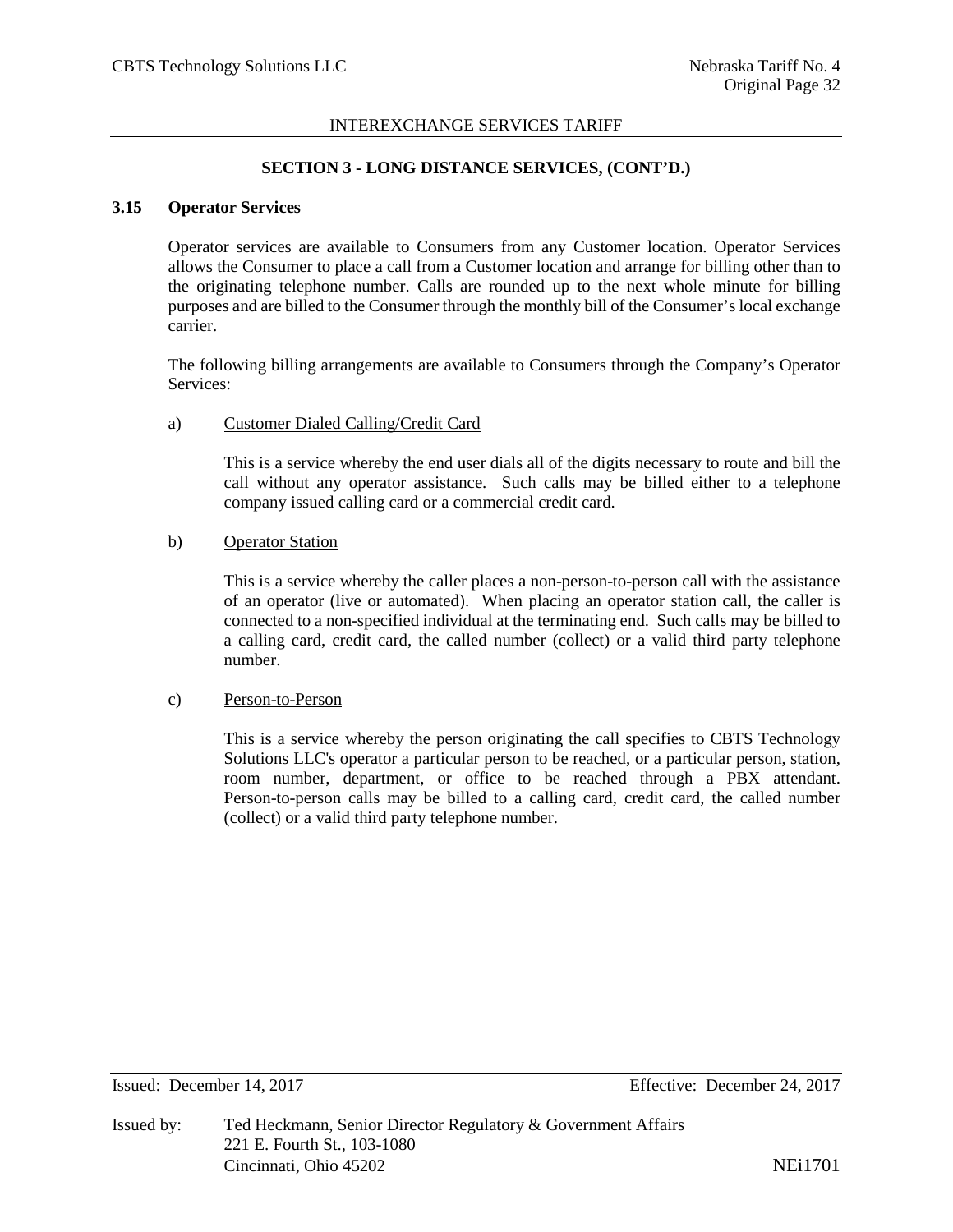## SECTION 3 - LONG DISTANCE SERVICES, (CONT'D.)

### 3.15 Operator Services

Operator services are available to Consumers from any Customer location. Operator Services allows the Consumer to place a call from a Customer location and arrange for billing other than to the originating telephone number. Calls are rounded up to the next whole minute for billing purposes and are billed to the Consumer through the monthly bill of the Consumer's local exchange carrier.

The following billing arrangements are available to Consumers through the Company's Operator Services:

a) <u>Customer Dialed Calling/Credit Card</u>

This is a service whereby the end user dials all of the digits necessary to route and bill the call without any operator assistance. Such calls may be billed either to a telephone company issued calling card or a commercial credit card.

b) <u>Operator Station</u>

This is a service whereby the caller places a non-person-to-person call with the assistance of an operator (live or automated). When placing an operator station call, the caller is connected to a non-specified individual at the terminating end. Such calls may be billed to a calling card, credit card, the called number (collect) or a valid third party telephone number.

c) <u>Person-to-Person</u>

This is a service whereby the person originating the call specifies to CBTS Technology Solutions LLC's operator a particular person to be reached, or a particular person, station, room number, department, or office to be reached through a PBX attendant. Person-to-person calls may be billed to a calling card, credit card, the called number (collect) or a valid third party telephone number.

Issued: December 14, 2017 Effective: December 24, 2017

Issued by: Ted Heckmann, Senior Director Regulatory & Government Affairs
221 E. Fourth St., 103-1080
Cincinnati, Ohio 45202

NEi1701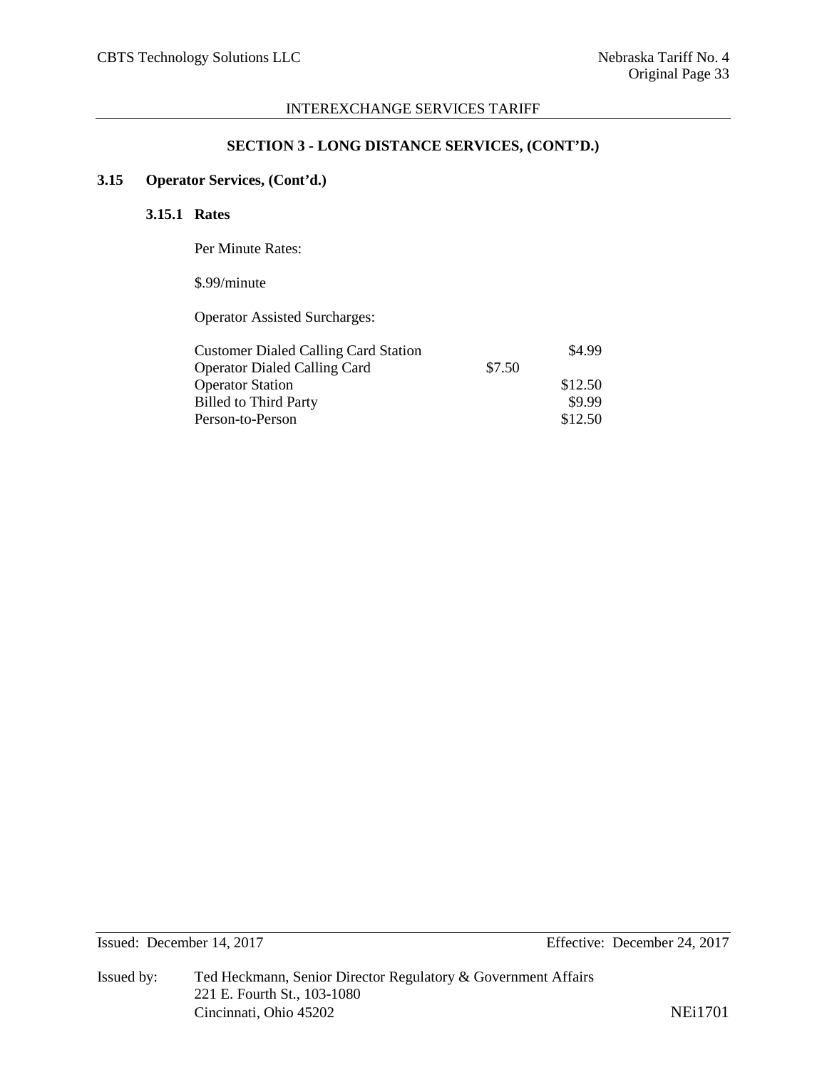INTEREXCHANGE SERVICES TARIFF

**SECTION 3 - LONG DISTANCE SERVICES, (CONT'D.)**

**3.15 Operator Services, (Cont'd.)**

**3.15.1 Rates**

Per Minute Rates:

$.99/minute

Operator Assisted Surcharges:

| | |
|---|---|
| Customer Dialed Calling Card Station | $4.99 |
| Operator Dialed Calling Card | $7.50 |
| Operator Station | $12.50 |
| Billed to Third Party | $9.99 |
| Person-to-Person | $12.50 |

Issued: December 14, 2017 Effective: December 24, 2017

Issued by: Ted Heckmann, Senior Director Regulatory & Government Affairs
221 E. Fourth St., 103-1080
Cincinnati, Ohio 45202

NEi1701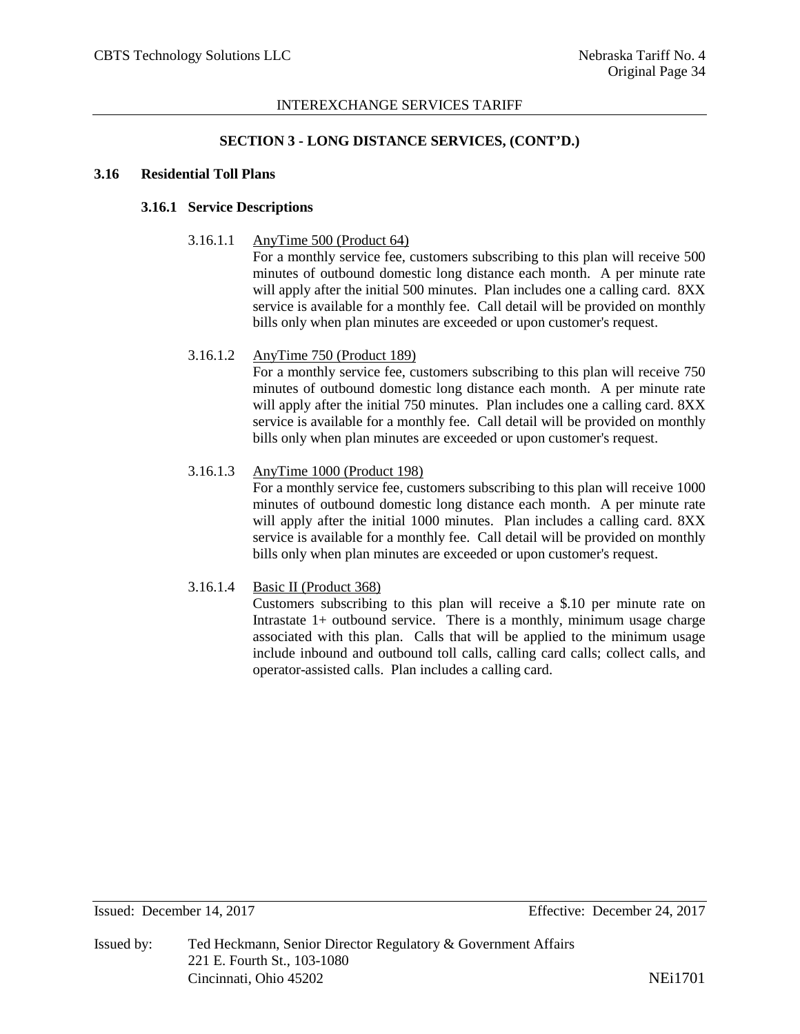INTEREXCHANGE SERVICES TARIFF

## SECTION 3 - LONG DISTANCE SERVICES, (CONT'D.)

### 3.16 Residential Toll Plans

#### 3.16.1 Service Descriptions

3.16.1.1 AnyTime 500 (Product 64)

For a monthly service fee, customers subscribing to this plan will receive 500 minutes of outbound domestic long distance each month. A per minute rate will apply after the initial 500 minutes. Plan includes one a calling card. 8XX service is available for a monthly fee. Call detail will be provided on monthly bills only when plan minutes are exceeded or upon customer's request.

3.16.1.2 AnyTime 750 (Product 189)

For a monthly service fee, customers subscribing to this plan will receive 750 minutes of outbound domestic long distance each month. A per minute rate will apply after the initial 750 minutes. Plan includes one a calling card. 8XX service is available for a monthly fee. Call detail will be provided on monthly bills only when plan minutes are exceeded or upon customer's request.

3.16.1.3 AnyTime 1000 (Product 198)

For a monthly service fee, customers subscribing to this plan will receive 1000 minutes of outbound domestic long distance each month. A per minute rate will apply after the initial 1000 minutes. Plan includes a calling card. 8XX service is available for a monthly fee. Call detail will be provided on monthly bills only when plan minutes are exceeded or upon customer's request.

3.16.1.4 Basic II (Product 368)

Customers subscribing to this plan will receive a $.10 per minute rate on Intrastate 1+ outbound service. There is a monthly, minimum usage charge associated with this plan. Calls that will be applied to the minimum usage include inbound and outbound toll calls, calling card calls; collect calls, and operator-assisted calls. Plan includes a calling card.

Issued: December 14, 2017 Effective: December 24, 2017

Issued by: Ted Heckmann, Senior Director Regulatory & Government Affairs
221 E. Fourth St., 103-1080
Cincinnati, Ohio 45202 NEi1701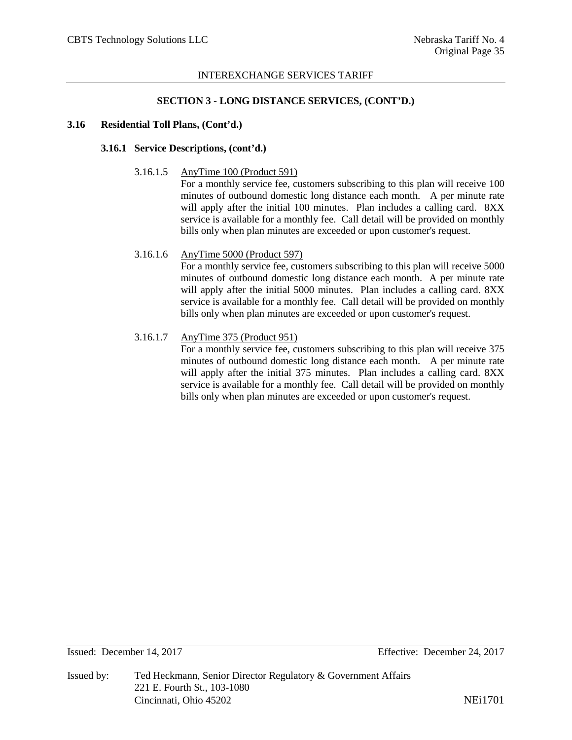## SECTION 3 - LONG DISTANCE SERVICES, (CONT'D.)

### 3.16 Residential Toll Plans, (Cont'd.)

#### 3.16.1 Service Descriptions, (cont'd.)

3.16.1.5 AnyTime 100 (Product 591)

For a monthly service fee, customers subscribing to this plan will receive 100 minutes of outbound domestic long distance each month. A per minute rate will apply after the initial 100 minutes. Plan includes a calling card. 8XX service is available for a monthly fee. Call detail will be provided on monthly bills only when plan minutes are exceeded or upon customer's request.

3.16.1.6 AnyTime 5000 (Product 597)

For a monthly service fee, customers subscribing to this plan will receive 5000 minutes of outbound domestic long distance each month. A per minute rate will apply after the initial 5000 minutes. Plan includes a calling card. 8XX service is available for a monthly fee. Call detail will be provided on monthly bills only when plan minutes are exceeded or upon customer's request.

3.16.1.7 AnyTime 375 (Product 951)

For a monthly service fee, customers subscribing to this plan will receive 375 minutes of outbound domestic long distance each month. A per minute rate will apply after the initial 375 minutes. Plan includes a calling card. 8XX service is available for a monthly fee. Call detail will be provided on monthly bills only when plan minutes are exceeded or upon customer's request.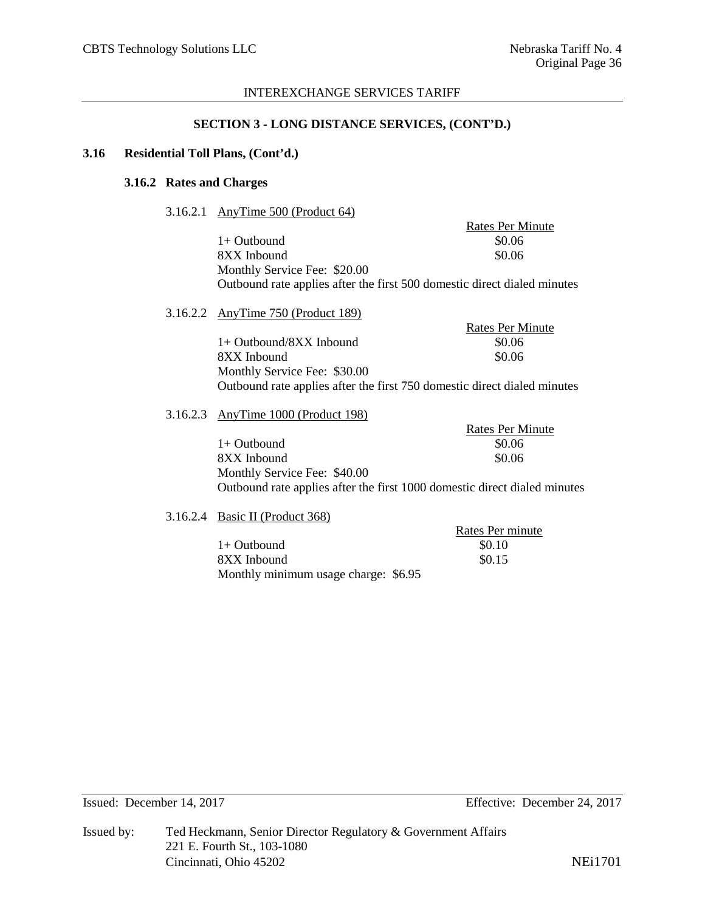INTEREXCHANGE SERVICES TARIFF

**SECTION 3 - LONG DISTANCE SERVICES, (CONT'D.)**

**3.16 Residential Toll Plans, (Cont'd.)**

**3.16.2 Rates and Charges**

3.16.2.1 AnyTime 500 (Product 64)

| | Rates Per Minute |
|---|---|
| 1+ Outbound | \$0.06 |
| 8XX Inbound | \$0.06 |

Monthly Service Fee: \$20.00

Outbound rate applies after the first 500 domestic direct dialed minutes

3.16.2.2 AnyTime 750 (Product 189)

| | Rates Per Minute |
|---|---|
| 1+ Outbound/8XX Inbound | \$0.06 |
| 8XX Inbound | \$0.06 |

Monthly Service Fee: \$30.00

Outbound rate applies after the first 750 domestic direct dialed minutes

3.16.2.3 AnyTime 1000 (Product 198)

| | Rates Per Minute |
|---|---|
| 1+ Outbound | \$0.06 |
| 8XX Inbound | \$0.06 |

Monthly Service Fee: \$40.00

Outbound rate applies after the first 1000 domestic direct dialed minutes

3.16.2.4 Basic II (Product 368)

| | Rates Per minute |
|---|---|
| 1+ Outbound | \$0.10 |
| 8XX Inbound | \$0.15 |

Monthly minimum usage charge: \$6.95

Issued: December 14, 2017 Effective: December 24, 2017

Issued by: Ted Heckmann, Senior Director Regulatory & Government Affairs
221 E. Fourth St., 103-1080
Cincinnati, Ohio 45202

NEi1701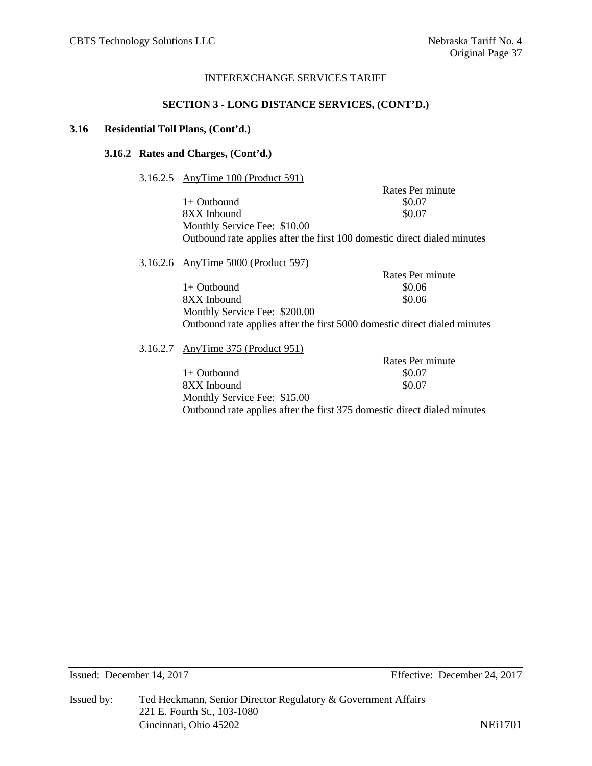## SECTION 3 - LONG DISTANCE SERVICES, (CONT'D.)

### 3.16 Residential Toll Plans, (Cont'd.)

#### 3.16.2 Rates and Charges, (Cont'd.)

3.16.2.5 AnyTime 100 (Product 591)

| | Rates Per minute |
|---|---|
| 1+ Outbound | $0.07 |
| 8XX Inbound | $0.07 |

Monthly Service Fee: $10.00

Outbound rate applies after the first 100 domestic direct dialed minutes

3.16.2.6 AnyTime 5000 (Product 597)

| | Rates Per minute |
|---|---|
| 1+ Outbound | $0.06 |
| 8XX Inbound | $0.06 |

Monthly Service Fee: $200.00

Outbound rate applies after the first 5000 domestic direct dialed minutes

3.16.2.7 AnyTime 375 (Product 951)

| | Rates Per minute |
|---|---|
| 1+ Outbound | $0.07 |
| 8XX Inbound | $0.07 |

Monthly Service Fee: $15.00

Outbound rate applies after the first 375 domestic direct dialed minutes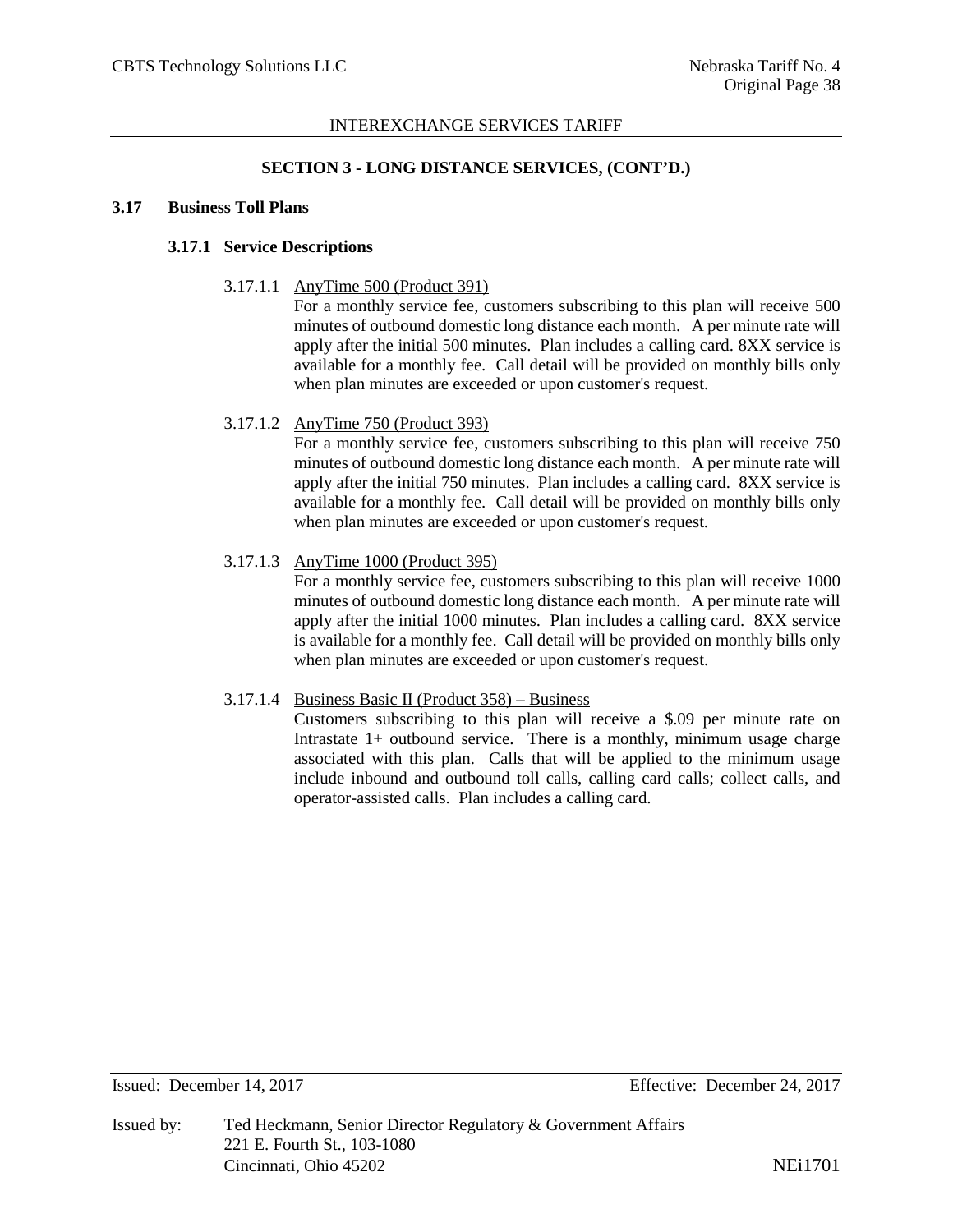## SECTION 3 - LONG DISTANCE SERVICES, (CONT'D.)

### 3.17 Business Toll Plans

#### 3.17.1 Service Descriptions

3.17.1.1 AnyTime 500 (Product 391)

For a monthly service fee, customers subscribing to this plan will receive 500 minutes of outbound domestic long distance each month. A per minute rate will apply after the initial 500 minutes. Plan includes a calling card. 8XX service is available for a monthly fee. Call detail will be provided on monthly bills only when plan minutes are exceeded or upon customer's request.

3.17.1.2 AnyTime 750 (Product 393)

For a monthly service fee, customers subscribing to this plan will receive 750 minutes of outbound domestic long distance each month. A per minute rate will apply after the initial 750 minutes. Plan includes a calling card. 8XX service is available for a monthly fee. Call detail will be provided on monthly bills only when plan minutes are exceeded or upon customer's request.

3.17.1.3 AnyTime 1000 (Product 395)

For a monthly service fee, customers subscribing to this plan will receive 1000 minutes of outbound domestic long distance each month. A per minute rate will apply after the initial 1000 minutes. Plan includes a calling card. 8XX service is available for a monthly fee. Call detail will be provided on monthly bills only when plan minutes are exceeded or upon customer's request.

3.17.1.4 Business Basic II (Product 358) – Business

Customers subscribing to this plan will receive a $.09 per minute rate on Intrastate 1+ outbound service. There is a monthly, minimum usage charge associated with this plan. Calls that will be applied to the minimum usage include inbound and outbound toll calls, calling card calls; collect calls, and operator-assisted calls. Plan includes a calling card.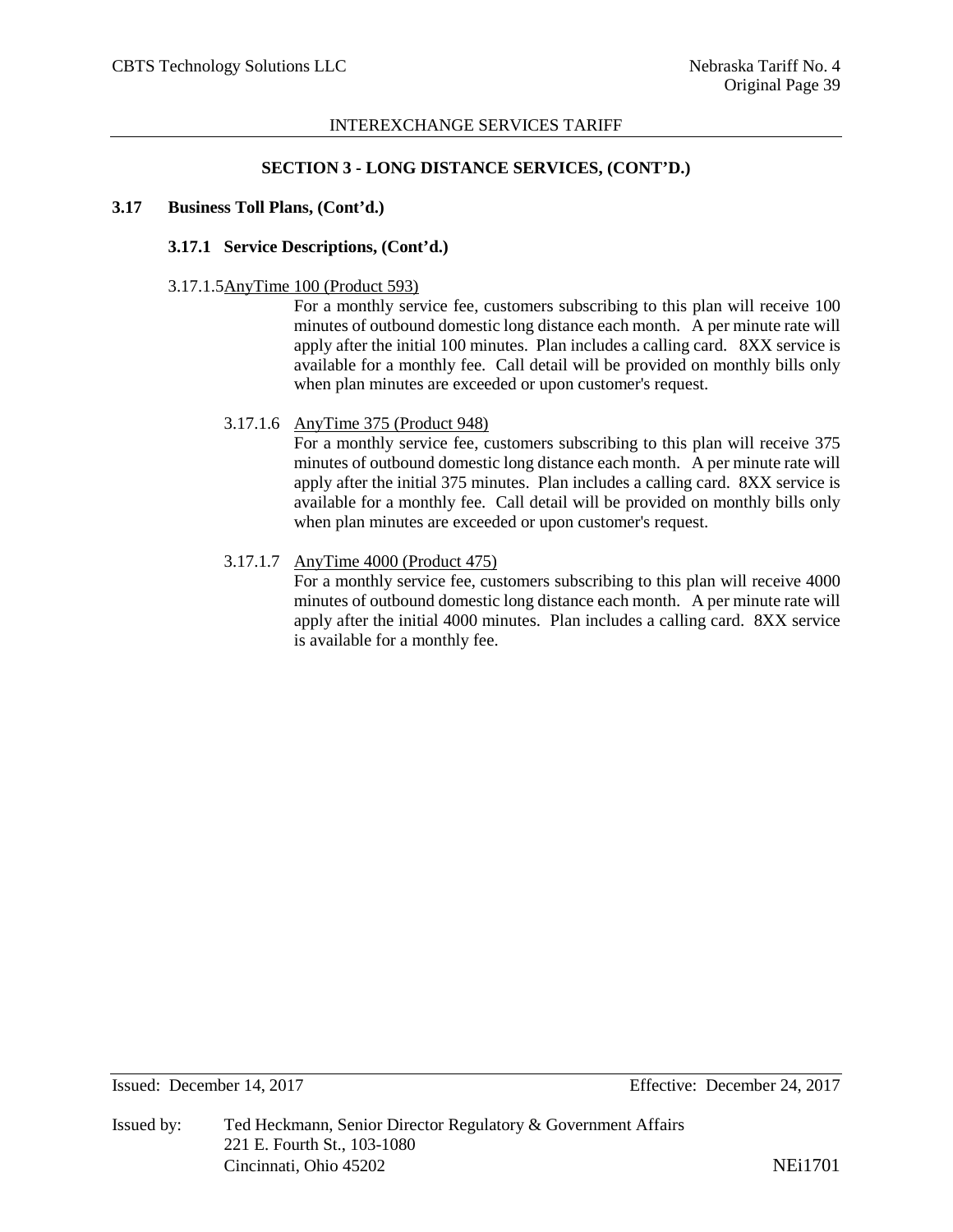## SECTION 3 - LONG DISTANCE SERVICES, (CONT'D.)

### 3.17 Business Toll Plans, (Cont'd.)

#### 3.17.1 Service Descriptions, (Cont'd.)

3.17.1.5 AnyTime 100 (Product 593)

For a monthly service fee, customers subscribing to this plan will receive 100 minutes of outbound domestic long distance each month. A per minute rate will apply after the initial 100 minutes. Plan includes a calling card. 8XX service is available for a monthly fee. Call detail will be provided on monthly bills only when plan minutes are exceeded or upon customer's request.

3.17.1.6 AnyTime 375 (Product 948)

For a monthly service fee, customers subscribing to this plan will receive 375 minutes of outbound domestic long distance each month. A per minute rate will apply after the initial 375 minutes. Plan includes a calling card. 8XX service is available for a monthly fee. Call detail will be provided on monthly bills only when plan minutes are exceeded or upon customer's request.

3.17.1.7 AnyTime 4000 (Product 475)

For a monthly service fee, customers subscribing to this plan will receive 4000 minutes of outbound domestic long distance each month. A per minute rate will apply after the initial 4000 minutes. Plan includes a calling card. 8XX service is available for a monthly fee.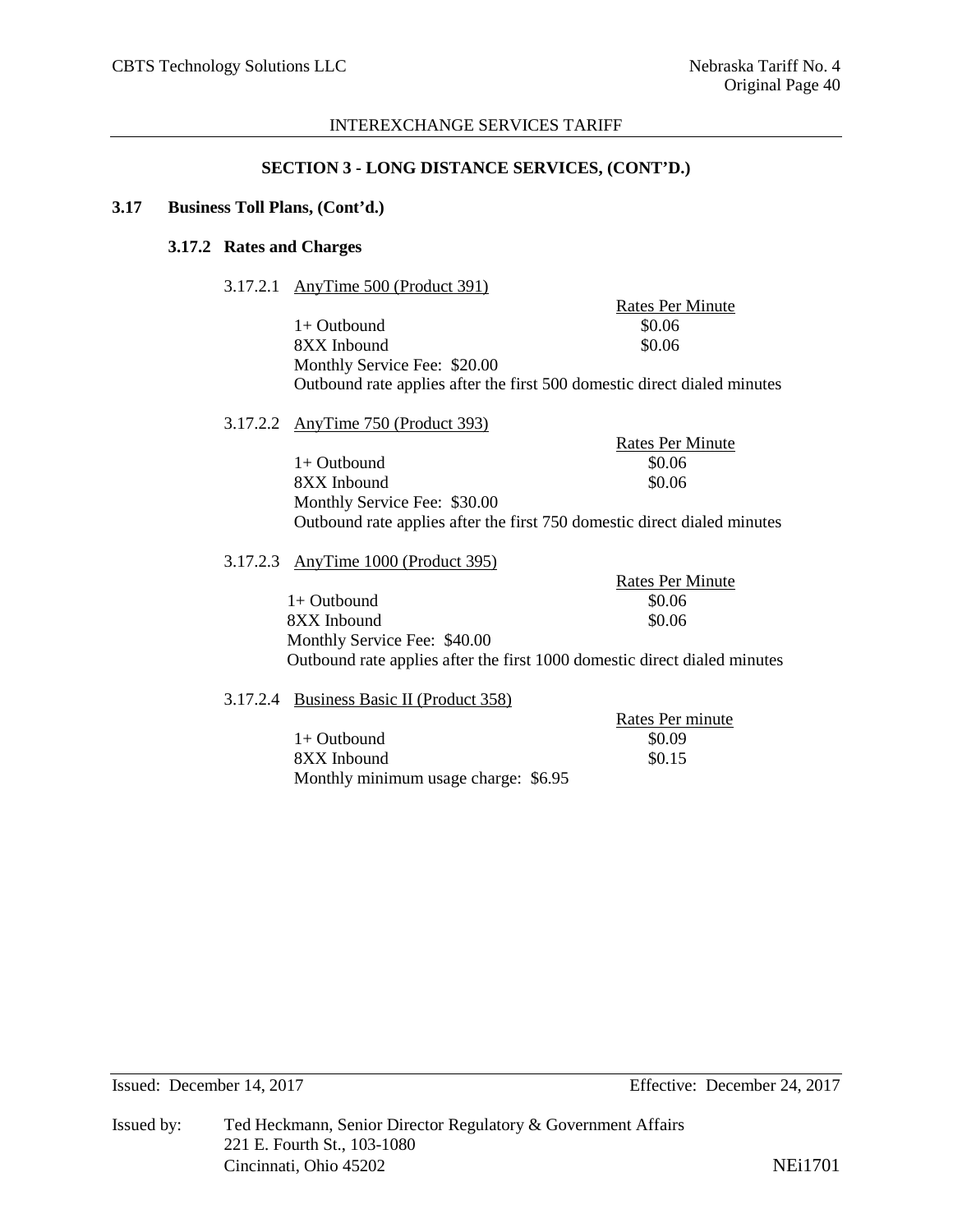## SECTION 3 - LONG DISTANCE SERVICES, (CONT'D.)

### 3.17 Business Toll Plans, (Cont'd.)

#### 3.17.2 Rates and Charges

3.17.2.1 AnyTime 500 (Product 391)

| | Rates Per Minute |
|---|---|
| 1+ Outbound | $0.06 |
| 8XX Inbound | $0.06 |

Monthly Service Fee: $20.00

Outbound rate applies after the first 500 domestic direct dialed minutes

3.17.2.2 AnyTime 750 (Product 393)

| | Rates Per Minute |
|---|---|
| 1+ Outbound | $0.06 |
| 8XX Inbound | $0.06 |

Monthly Service Fee: $30.00

Outbound rate applies after the first 750 domestic direct dialed minutes

3.17.2.3 AnyTime 1000 (Product 395)

| | Rates Per Minute |
|---|---|
| 1+ Outbound | $0.06 |
| 8XX Inbound | $0.06 |

Monthly Service Fee: $40.00

Outbound rate applies after the first 1000 domestic direct dialed minutes

3.17.2.4 Business Basic II (Product 358)

| | Rates Per minute |
|---|---|
| 1+ Outbound | $0.09 |
| 8XX Inbound | $0.15 |

Monthly minimum usage charge: $6.95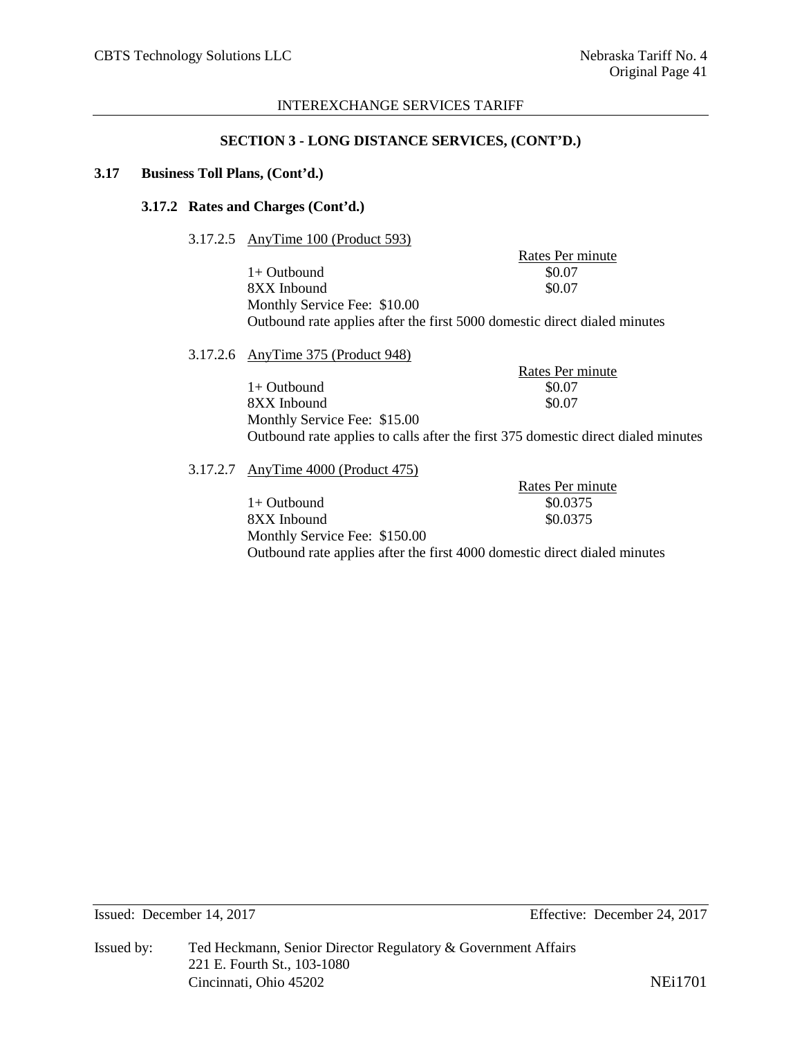INTEREXCHANGE SERVICES TARIFF

## SECTION 3 - LONG DISTANCE SERVICES, (CONT'D.)

### 3.17 Business Toll Plans, (Cont'd.)

#### 3.17.2 Rates and Charges (Cont'd.)

3.17.2.5 AnyTime 100 (Product 593)

| | Rates Per minute |
|---|---|
| 1+ Outbound | $0.07 |
| 8XX Inbound | $0.07 |

Monthly Service Fee: $10.00

Outbound rate applies after the first 5000 domestic direct dialed minutes

3.17.2.6 AnyTime 375 (Product 948)

| | Rates Per minute |
|---|---|
| 1+ Outbound | $0.07 |
| 8XX Inbound | $0.07 |

Monthly Service Fee: $15.00

Outbound rate applies to calls after the first 375 domestic direct dialed minutes

3.17.2.7 AnyTime 4000 (Product 475)

| | Rates Per minute |
|---|---|
| 1+ Outbound | $0.0375 |
| 8XX Inbound | $0.0375 |

Monthly Service Fee: $150.00

Outbound rate applies after the first 4000 domestic direct dialed minutes